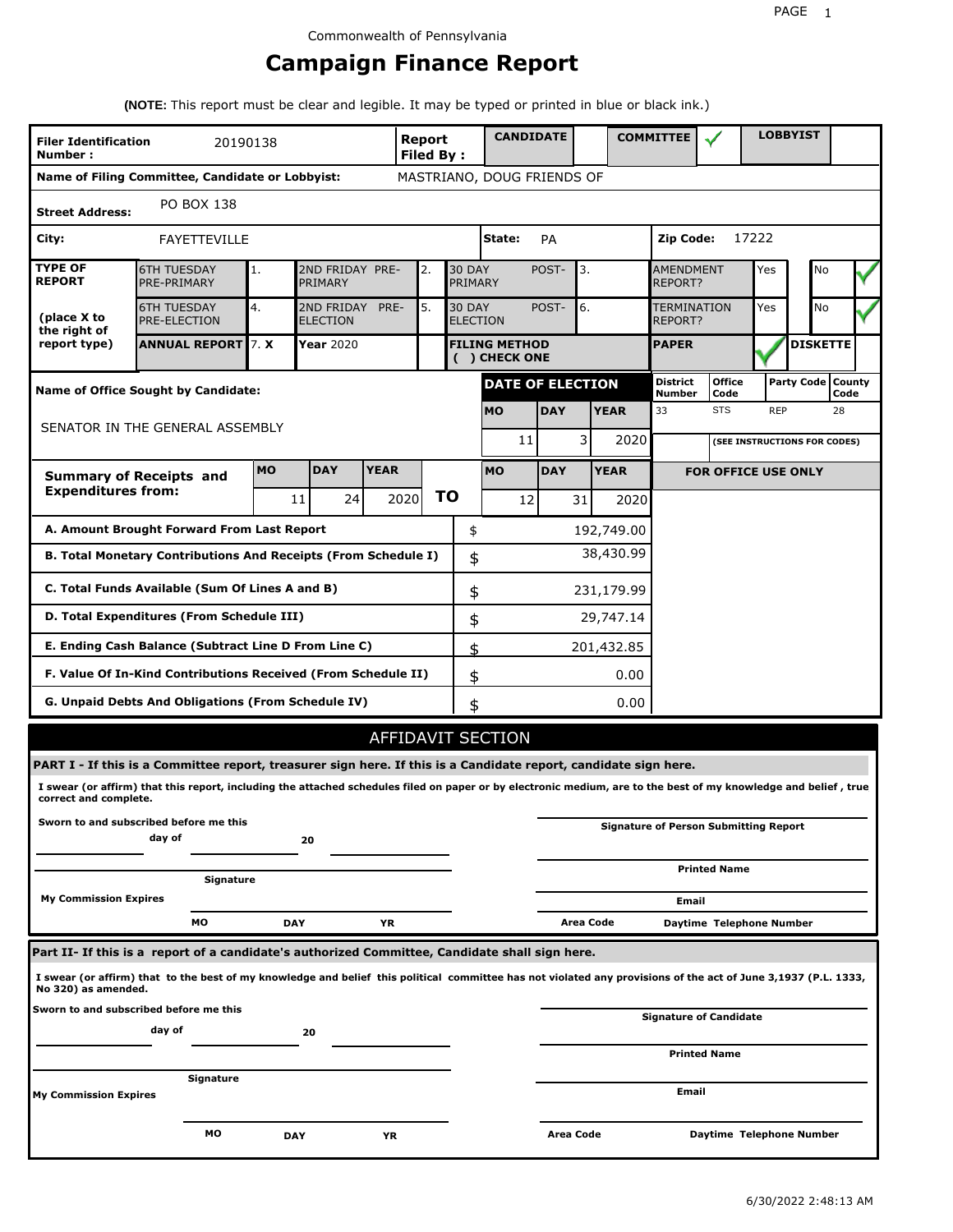Commonwealth of Pennsylvania

# Campaign Finance Report

**(NOTE:** This report must be clear and legible. It may be typed or printed in blue or black ink.)

| **Filer Identification Number :** | 20190138 | **Report Filed By :** | **CANDIDATE** | | **COMMITTEE** | ✓ | **LOBBYIST** | |
|---|---|---|---|---|---|---|---|---|

**Name of Filing Committee, Candidate or Lobbyist:** MASTRIANO, DOUG FRIENDS OF

**Street Address:** PO BOX 138

**City:** FAYETTEVILLE **State:** PA **Zip Code:** 17222

| **TYPE OF REPORT** | 6TH TUESDAY PRE-PRIMARY | 1. | 2ND FRIDAY PRE-PRIMARY | 2. | 30 DAY POST-PRIMARY | 3. | AMENDMENT REPORT? | Yes | | No | ✓ |
|---|---|---|---|---|---|---|---|---|---|---|---|
| **(place X to the right of report type)** | 6TH TUESDAY PRE-ELECTION | 4. | 2ND FRIDAY PRE-ELECTION | 5. | 30 DAY POST-ELECTION | 6. | TERMINATION REPORT? | Yes | | No | ✓ |
| | **ANNUAL REPORT** | 7. **X** | **Year** 2020 | | **FILING METHOD ( ) CHECK ONE** | | **PAPER** | ✓ | **DISKETTE** | | |

**Name of Office Sought by Candidate:** SENATOR IN THE GENERAL ASSEMBLY

| **DATE OF ELECTION** | | |
|---|---|---|
| **MO** | **DAY** | **YEAR** |
| 11 | 3 | 2020 |

| **District Number** | **Office Code** | **Party Code** | **County Code** |
|---|---|---|---|
| 33 | STS | REP | 28 |

(SEE INSTRUCTIONS FOR CODES)

| **Summary of Receipts and Expenditures from:** | **MO** | **DAY** | **YEAR** | | **MO** | **DAY** | **YEAR** |
|---|---|---|---|---|---|---|---|
| | 11 | 24 | 2020 | **TO** | 12 | 31 | 2020 |

**FOR OFFICE USE ONLY**

| | | |
|---|---|---|
| **A. Amount Brought Forward From Last Report** | $ | 192,749.00 |
| **B. Total Monetary Contributions And Receipts (From Schedule I)** | $ | 38,430.99 |
| **C. Total Funds Available (Sum Of Lines A and B)** | $ | 231,179.99 |
| **D. Total Expenditures (From Schedule III)** | $ | 29,747.14 |
| **E. Ending Cash Balance (Subtract Line D From Line C)** | $ | 201,432.85 |
| **F. Value Of In-Kind Contributions Received (From Schedule II)** | $ | 0.00 |
| **G. Unpaid Debts And Obligations (From Schedule IV)** | $ | 0.00 |

## AFFIDAVIT SECTION

**PART I - If this is a Committee report, treasurer sign here. If this is a Candidate report, candidate sign here.**

**I swear (or affirm) that this report, including the attached schedules filed on paper or by electronic medium, are to the best of my knowledge and belief , true correct and complete.**

**Sworn to and subscribed before me this** ______ **day of** ______ **20** ______

**Signature** ______

**My Commission Expires** **MO** ______ **DAY** ______ **YR** ______

**Signature of Person Submitting Report** ______

**Printed Name** ______

**Email** ______

**Area Code** ______ **Daytime Telephone Number** ______

**Part II- If this is a report of a candidate's authorized Committee, Candidate shall sign here.**

**I swear (or affirm) that to the best of my knowledge and belief this political committee has not violated any provisions of the act of June 3,1937 (P.L. 1333, No 320) as amended.**

**Sworn to and subscribed before me this** ______ **day of** ______ **20** ______

**Signature** ______

**My Commission Expires** **MO** ______ **DAY** ______ **YR** ______

**Signature of Candidate** ______

**Printed Name** ______

**Email** ______

**Area Code** ______ **Daytime Telephone Number** ______

6/30/2022 2:48:13 AM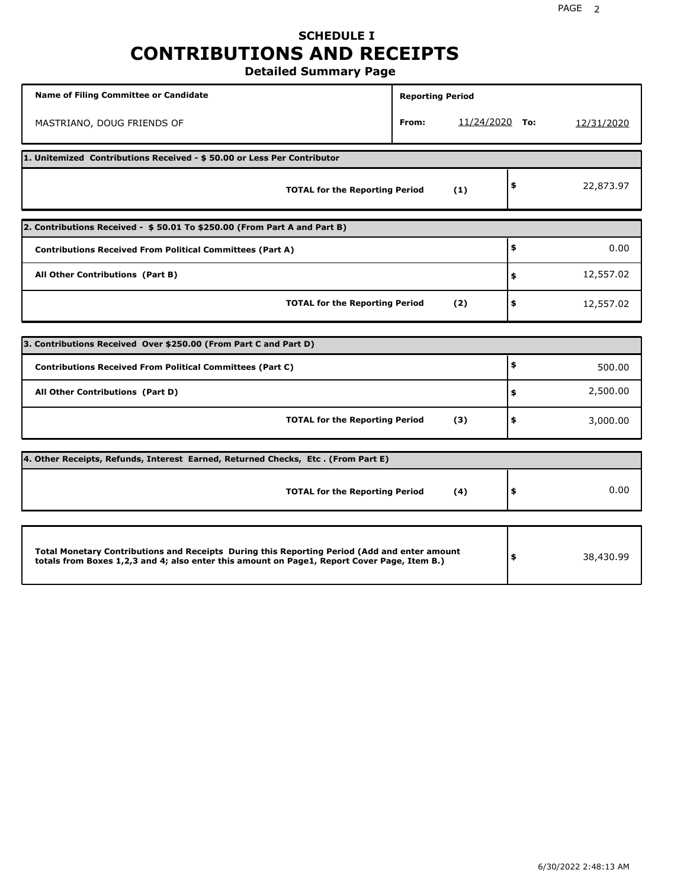# SCHEDULE I
# CONTRIBUTIONS AND RECEIPTS
## Detailed Summary Page

| Name of Filing Committee or Candidate | Reporting Period | |
|---|---|---|
| MASTRIANO, DOUG FRIENDS OF | From: 11/24/2020 | To: 12/31/2020 |

**1. Unitemized Contributions Received - $ 50.00 or Less Per Contributor**

| | | |
|---|---|---|
| **TOTAL for the Reporting Period** | **(1)** | $ 22,873.97 |

**2. Contributions Received - $ 50.01 To $250.00 (From Part A and Part B)**

| | | |
|---|---|---|
| **Contributions Received From Political Committees (Part A)** | | $ 0.00 |
| **All Other Contributions (Part B)** | | $ 12,557.02 |
| **TOTAL for the Reporting Period** | **(2)** | $ 12,557.02 |

**3. Contributions Received Over $250.00 (From Part C and Part D)**

| | | |
|---|---|---|
| **Contributions Received From Political Committees (Part C)** | | $ 500.00 |
| **All Other Contributions (Part D)** | | $ 2,500.00 |
| **TOTAL for the Reporting Period** | **(3)** | $ 3,000.00 |

**4. Other Receipts, Refunds, Interest Earned, Returned Checks, Etc . (From Part E)**

| | | |
|---|---|---|
| **TOTAL for the Reporting Period** | **(4)** | $ 0.00 |

| | |
|---|---|
| **Total Monetary Contributions and Receipts During this Reporting Period (Add and enter amount totals from Boxes 1,2,3 and 4; also enter this amount on Page1, Report Cover Page, Item B.)** | $ 38,430.99 |

6/30/2022 2:48:13 AM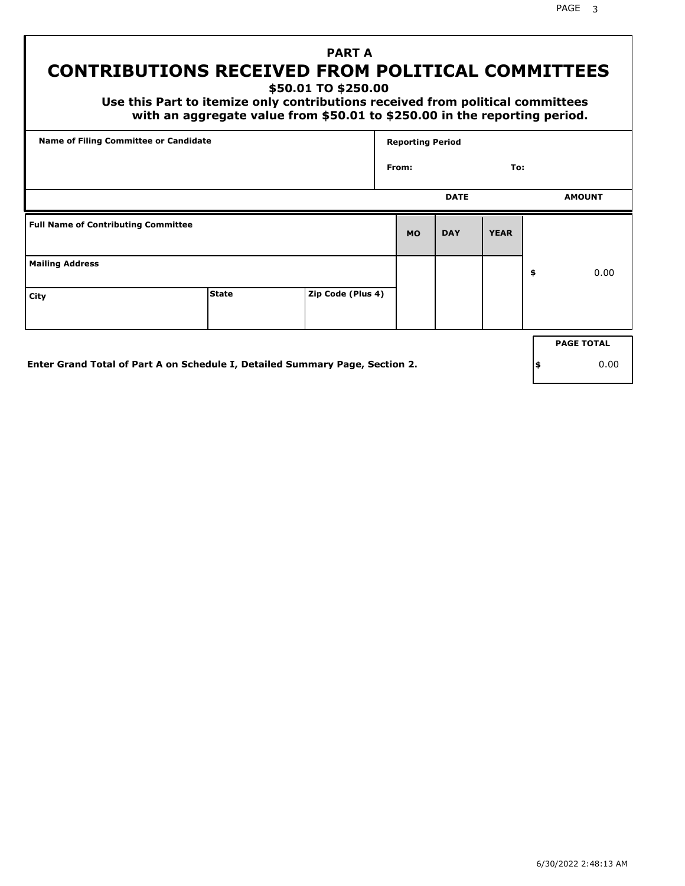# PART A

## CONTRIBUTIONS RECEIVED FROM POLITICAL COMMITTEES

### $50.01 TO $250.00

**Use this Part to itemize only contributions received from political committees with an aggregate value from $50.01 to $250.00 in the reporting period.**

| Name of Filing Committee or Candidate | Reporting Period |
|---|---|
| | From: To: |

| Full Name of Contributing Committee | | | DATE MO | DAY | YEAR | AMOUNT |
|---|---|---|---|---|---|---|
| Mailing Address | | | | | | $ 0.00 |
| City | State | Zip Code (Plus 4) | | | | |

**Enter Grand Total of Part A on Schedule I, Detailed Summary Page, Section 2.**

| PAGE TOTAL |
|---|
| $ 0.00 |

6/30/2022 2:48:13 AM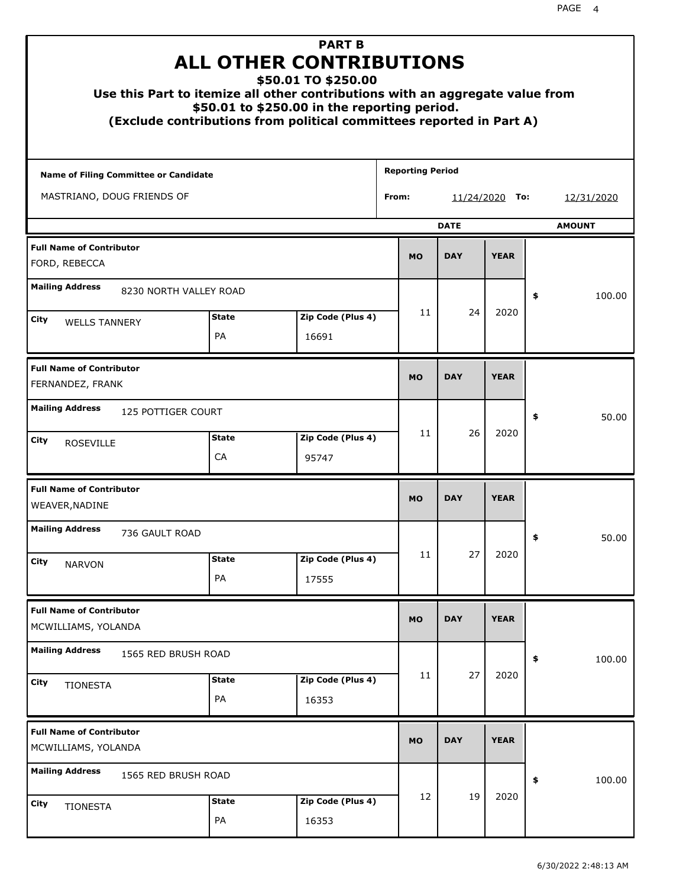# PART B
# ALL OTHER CONTRIBUTIONS
### $50.01 TO $250.00
### Use this Part to itemize all other contributions with an aggregate value from $50.01 to $250.00 in the reporting period.
### (Exclude contributions from political committees reported in Part A)

**Name of Filing Committee or Candidate:** MASTRIANO, DOUG FRIENDS OF

**Reporting Period From:** 11/24/2020 **To:** 12/31/2020

| Full Name of Contributor | Mailing Address | City | State | Zip Code (Plus 4) | MO | DAY | YEAR | AMOUNT |
|---|---|---|---|---|---|---|---|---|
| FORD, REBECCA | 8230 NORTH VALLEY ROAD | WELLS TANNERY | PA | 16691 | 11 | 24 | 2020 | $ 100.00 |
| FERNANDEZ, FRANK | 125 POTTIGER COURT | ROSEVILLE | CA | 95747 | 11 | 26 | 2020 | $ 50.00 |
| WEAVER,NADINE | 736 GAULT ROAD | NARVON | PA | 17555 | 11 | 27 | 2020 | $ 50.00 |
| MCWILLIAMS, YOLANDA | 1565 RED BRUSH ROAD | TIONESTA | PA | 16353 | 11 | 27 | 2020 | $ 100.00 |
| MCWILLIAMS, YOLANDA | 1565 RED BRUSH ROAD | TIONESTA | PA | 16353 | 12 | 19 | 2020 | $ 100.00 |

6/30/2022 2:48:13 AM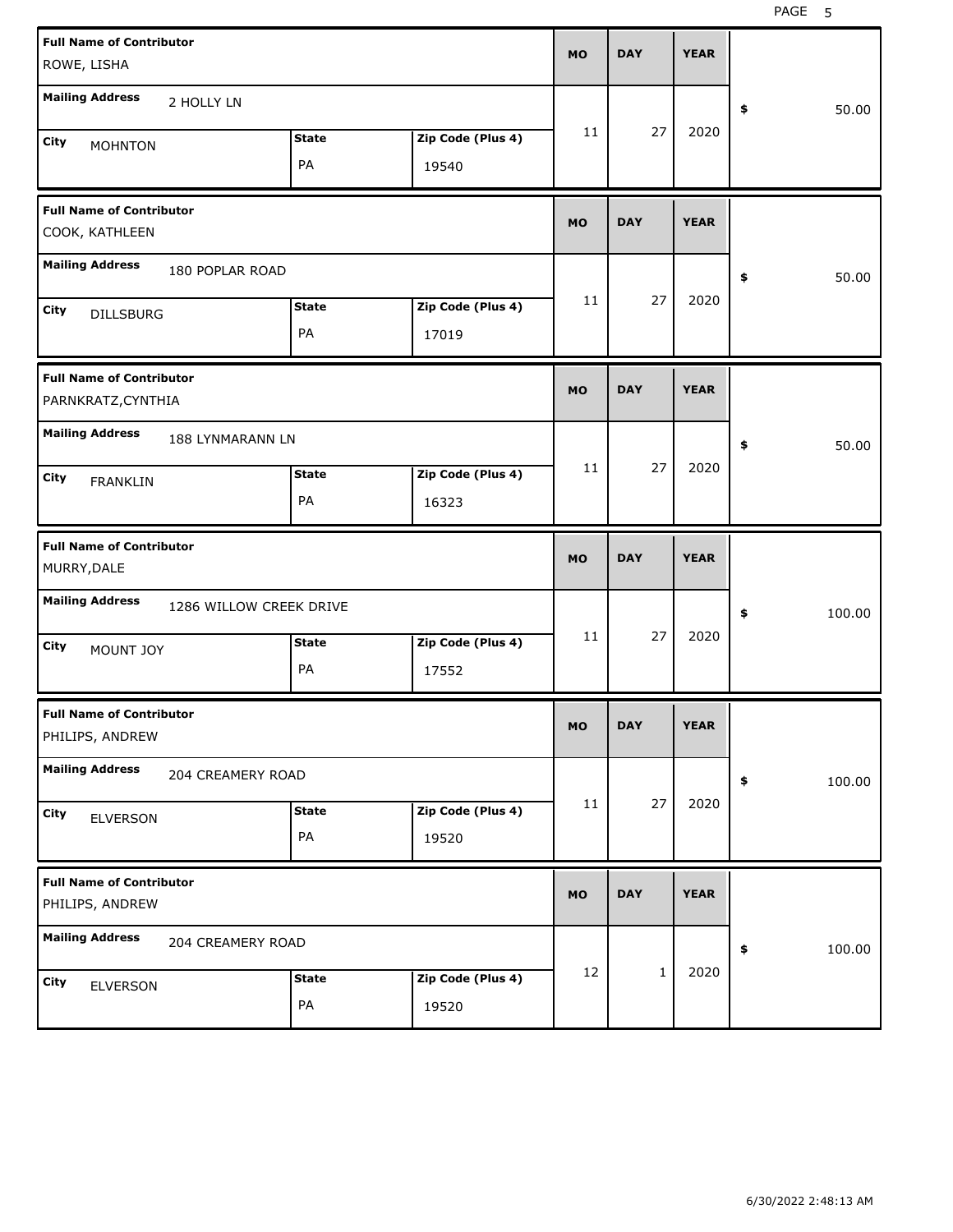| Full Name of Contributor | Mailing Address | City | State | Zip Code (Plus 4) | MO | DAY | YEAR | $ |
|---|---|---|---|---|---|---|---|---|
| ROWE, LISHA | 2 HOLLY LN | MOHNTON | PA | 19540 | 11 | 27 | 2020 | 50.00 |
| COOK, KATHLEEN | 180 POPLAR ROAD | DILLSBURG | PA | 17019 | 11 | 27 | 2020 | 50.00 |
| PARNKRATZ,CYNTHIA | 188 LYNMARANN LN | FRANKLIN | PA | 16323 | 11 | 27 | 2020 | 50.00 |
| MURRY,DALE | 1286 WILLOW CREEK DRIVE | MOUNT JOY | PA | 17552 | 11 | 27 | 2020 | 100.00 |
| PHILIPS, ANDREW | 204 CREAMERY ROAD | ELVERSON | PA | 19520 | 11 | 27 | 2020 | 100.00 |
| PHILIPS, ANDREW | 204 CREAMERY ROAD | ELVERSON | PA | 19520 | 12 | 1 | 2020 | 100.00 |

6/30/2022 2:48:13 AM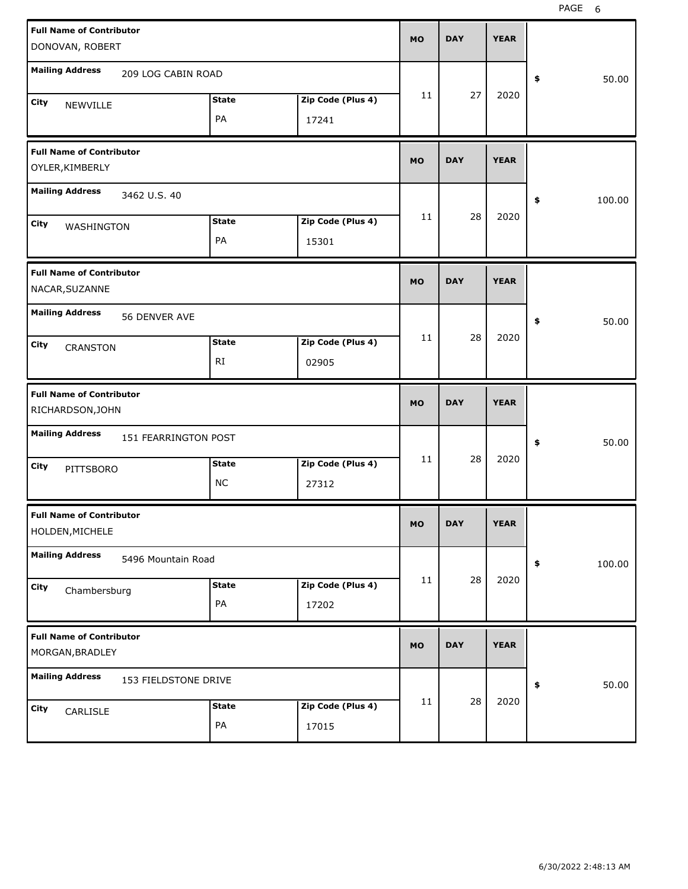| Full Name of Contributor | Mailing Address | City | State | Zip Code (Plus 4) | MO | DAY | YEAR | $ |
|---|---|---|---|---|---|---|---|---|
| DONOVAN, ROBERT | 209 LOG CABIN ROAD | NEWVILLE | PA | 17241 | 11 | 27 | 2020 | 50.00 |
| OYLER,KIMBERLY | 3462 U.S. 40 | WASHINGTON | PA | 15301 | 11 | 28 | 2020 | 100.00 |
| NACAR,SUZANNE | 56 DENVER AVE | CRANSTON | RI | 02905 | 11 | 28 | 2020 | 50.00 |
| RICHARDSON,JOHN | 151 FEARRINGTON POST | PITTSBORO | NC | 27312 | 11 | 28 | 2020 | 50.00 |
| HOLDEN,MICHELE | 5496 Mountain Road | Chambersburg | PA | 17202 | 11 | 28 | 2020 | 100.00 |
| MORGAN,BRADLEY | 153 FIELDSTONE DRIVE | CARLISLE | PA | 17015 | 11 | 28 | 2020 | 50.00 |

6/30/2022 2:48:13 AM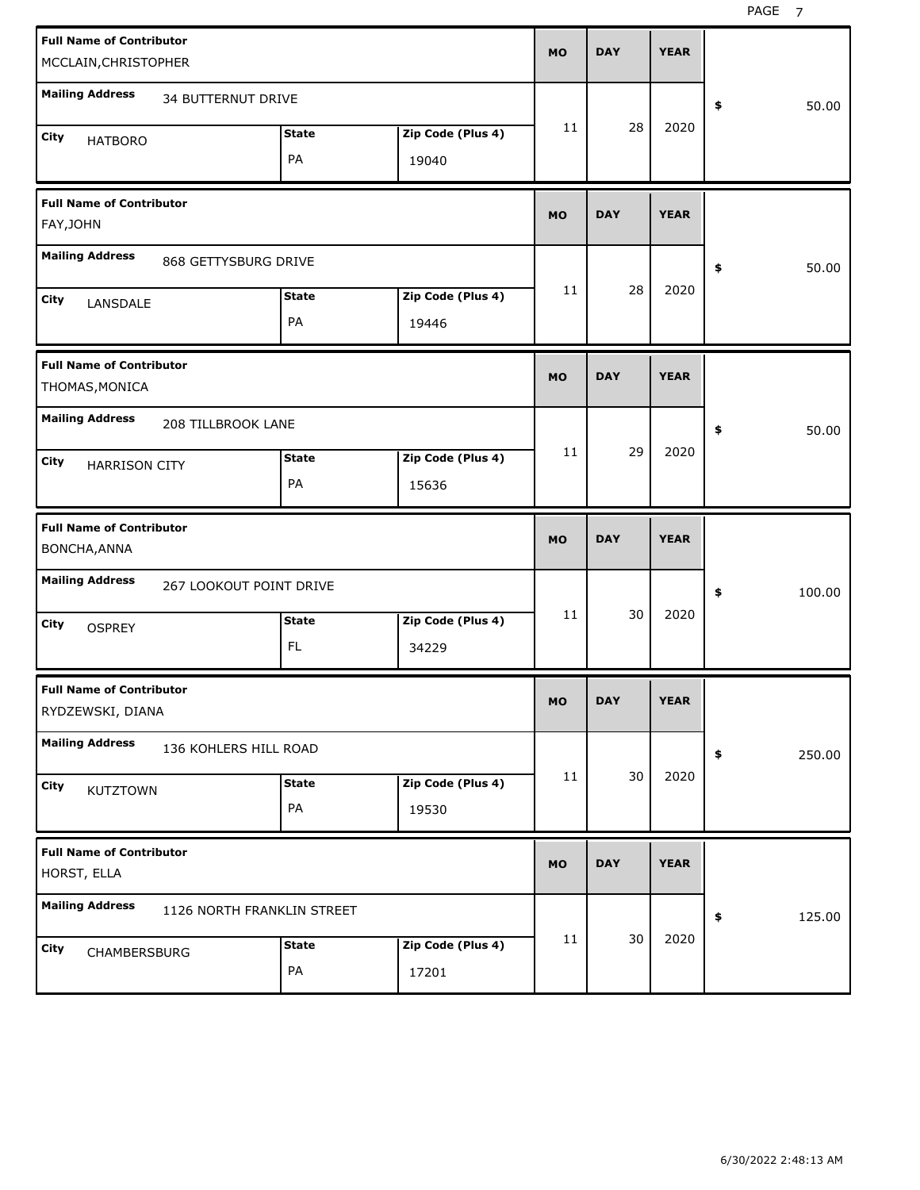| Full Name of Contributor | Mailing Address | City | State | Zip Code (Plus 4) | MO | DAY | YEAR | $ |
|---|---|---|---|---|---|---|---|---|
| MCCLAIN,CHRISTOPHER | 34 BUTTERNUT DRIVE | HATBORO | PA | 19040 | 11 | 28 | 2020 | 50.00 |
| FAY,JOHN | 868 GETTYSBURG DRIVE | LANSDALE | PA | 19446 | 11 | 28 | 2020 | 50.00 |
| THOMAS,MONICA | 208 TILLBROOK LANE | HARRISON CITY | PA | 15636 | 11 | 29 | 2020 | 50.00 |
| BONCHA,ANNA | 267 LOOKOUT POINT DRIVE | OSPREY | FL | 34229 | 11 | 30 | 2020 | 100.00 |
| RYDZEWSKI, DIANA | 136 KOHLERS HILL ROAD | KUTZTOWN | PA | 19530 | 11 | 30 | 2020 | 250.00 |
| HORST, ELLA | 1126 NORTH FRANKLIN STREET | CHAMBERSBURG | PA | 17201 | 11 | 30 | 2020 | 125.00 |

6/30/2022 2:48:13 AM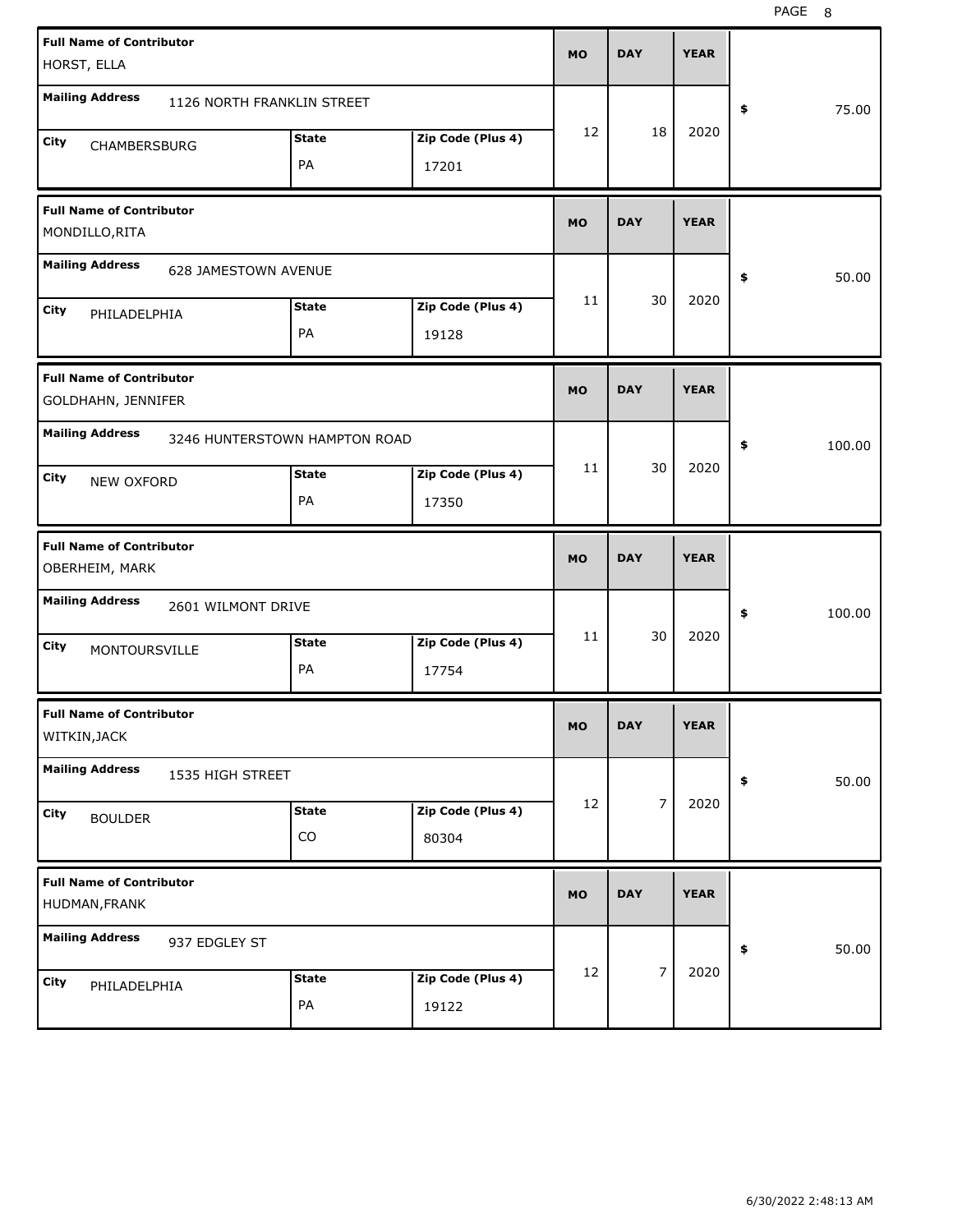| Full Name of Contributor | Mailing Address | City | State | Zip Code (Plus 4) | MO | DAY | YEAR | $ |
|---|---|---|---|---|---|---|---|---|
| HORST, ELLA | 1126 NORTH FRANKLIN STREET | CHAMBERSBURG | PA | 17201 | 12 | 18 | 2020 | 75.00 |
| MONDILLO,RITA | 628 JAMESTOWN AVENUE | PHILADELPHIA | PA | 19128 | 11 | 30 | 2020 | 50.00 |
| GOLDHAHN, JENNIFER | 3246 HUNTERSTOWN HAMPTON ROAD | NEW OXFORD | PA | 17350 | 11 | 30 | 2020 | 100.00 |
| OBERHEIM, MARK | 2601 WILMONT DRIVE | MONTOURSVILLE | PA | 17754 | 11 | 30 | 2020 | 100.00 |
| WITKIN,JACK | 1535 HIGH STREET | BOULDER | CO | 80304 | 12 | 7 | 2020 | 50.00 |
| HUDMAN,FRANK | 937 EDGLEY ST | PHILADELPHIA | PA | 19122 | 12 | 7 | 2020 | 50.00 |

6/30/2022 2:48:13 AM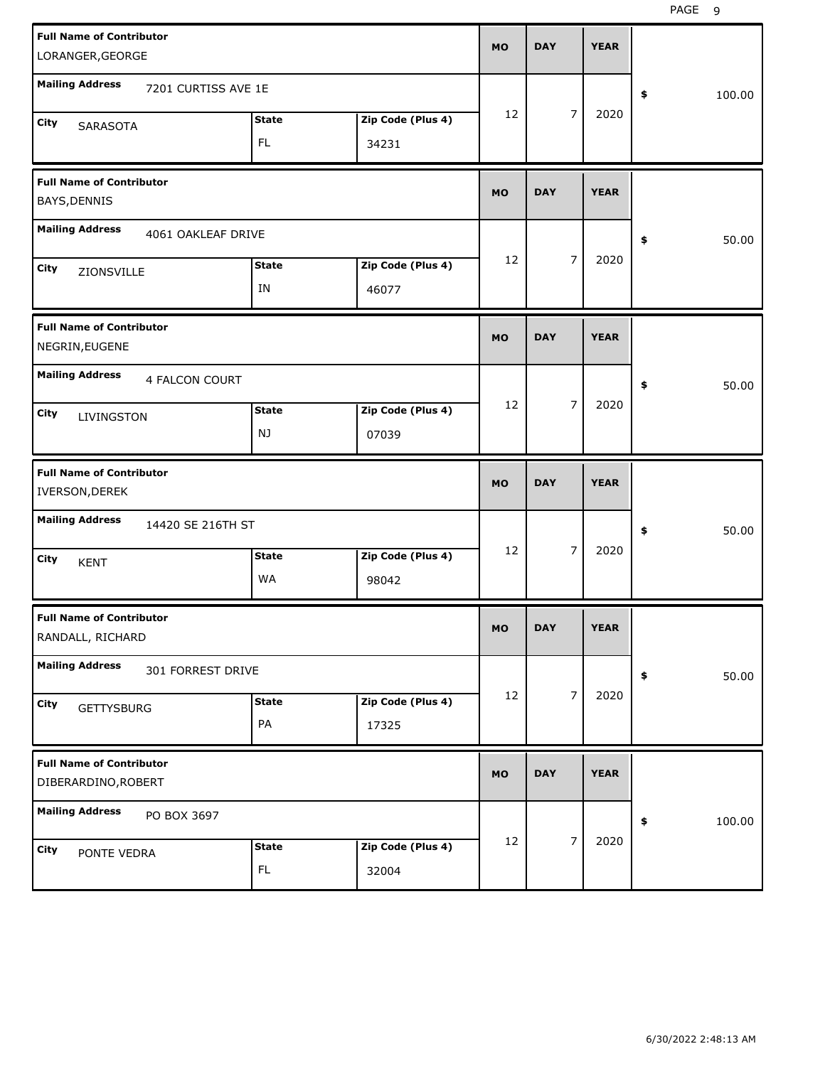| Full Name of Contributor | Mailing Address | City | State | Zip Code (Plus 4) | MO | DAY | YEAR | $ |
|---|---|---|---|---|---|---|---|---|
| LORANGER,GEORGE | 7201 CURTISS AVE 1E | SARASOTA | FL | 34231 | 12 | 7 | 2020 | 100.00 |
| BAYS,DENNIS | 4061 OAKLEAF DRIVE | ZIONSVILLE | IN | 46077 | 12 | 7 | 2020 | 50.00 |
| NEGRIN,EUGENE | 4 FALCON COURT | LIVINGSTON | NJ | 07039 | 12 | 7 | 2020 | 50.00 |
| IVERSON,DEREK | 14420 SE 216TH ST | KENT | WA | 98042 | 12 | 7 | 2020 | 50.00 |
| RANDALL, RICHARD | 301 FORREST DRIVE | GETTYSBURG | PA | 17325 | 12 | 7 | 2020 | 50.00 |
| DIBERARDINO,ROBERT | PO BOX 3697 | PONTE VEDRA | FL | 32004 | 12 | 7 | 2020 | 100.00 |

6/30/2022 2:48:13 AM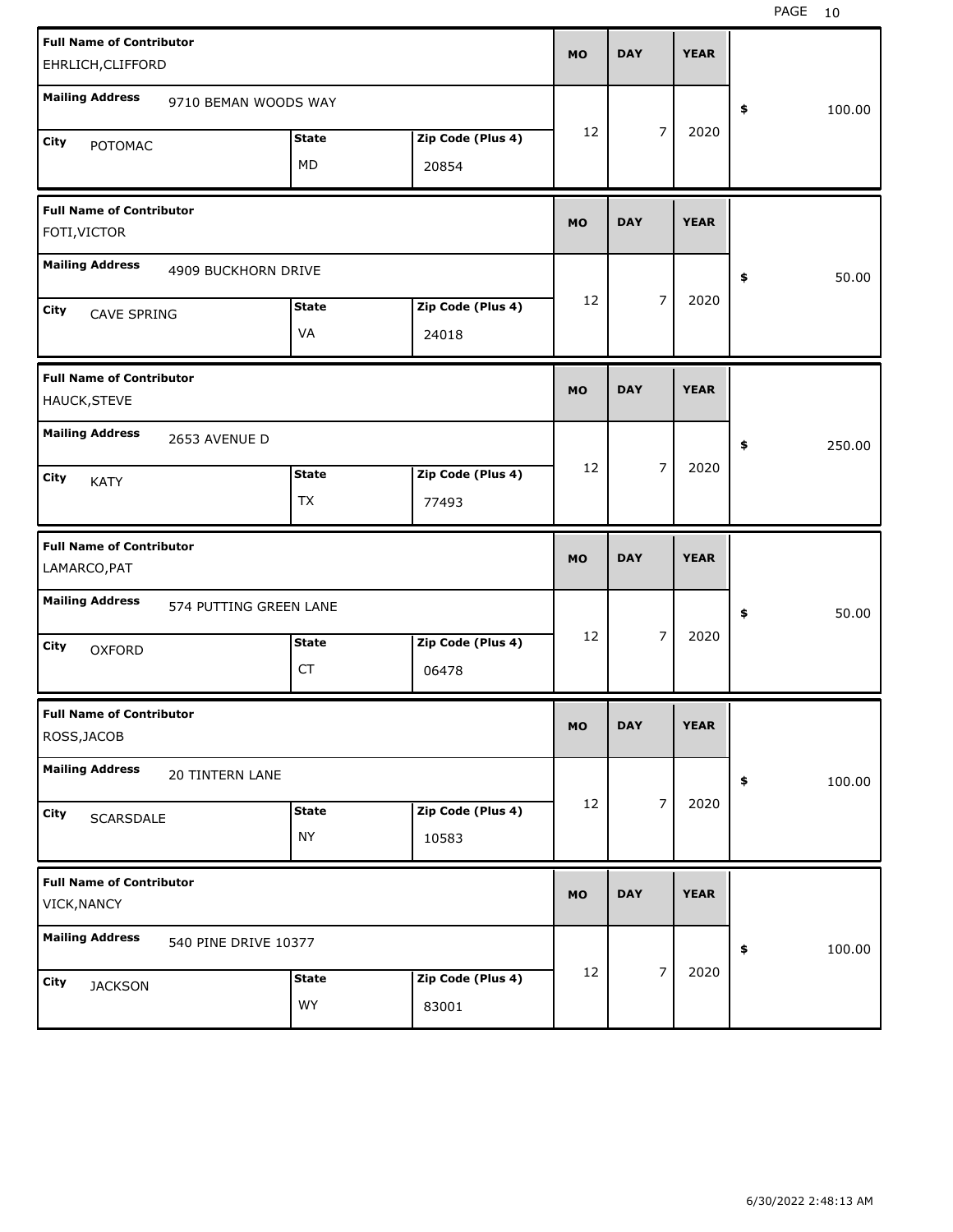| Full Name of Contributor | Mailing Address | City | State | Zip Code (Plus 4) | MO | DAY | YEAR | Amount |
|---|---|---|---|---|---|---|---|---|
| EHRLICH,CLIFFORD | 9710 BEMAN WOODS WAY | POTOMAC | MD | 20854 | 12 | 7 | 2020 | $ 100.00 |
| FOTI,VICTOR | 4909 BUCKHORN DRIVE | CAVE SPRING | VA | 24018 | 12 | 7 | 2020 | $ 50.00 |
| HAUCK,STEVE | 2653 AVENUE D | KATY | TX | 77493 | 12 | 7 | 2020 | $ 250.00 |
| LAMARCO,PAT | 574 PUTTING GREEN LANE | OXFORD | CT | 06478 | 12 | 7 | 2020 | $ 50.00 |
| ROSS,JACOB | 20 TINTERN LANE | SCARSDALE | NY | 10583 | 12 | 7 | 2020 | $ 100.00 |
| VICK,NANCY | 540 PINE DRIVE 10377 | JACKSON | WY | 83001 | 12 | 7 | 2020 | $ 100.00 |

6/30/2022 2:48:13 AM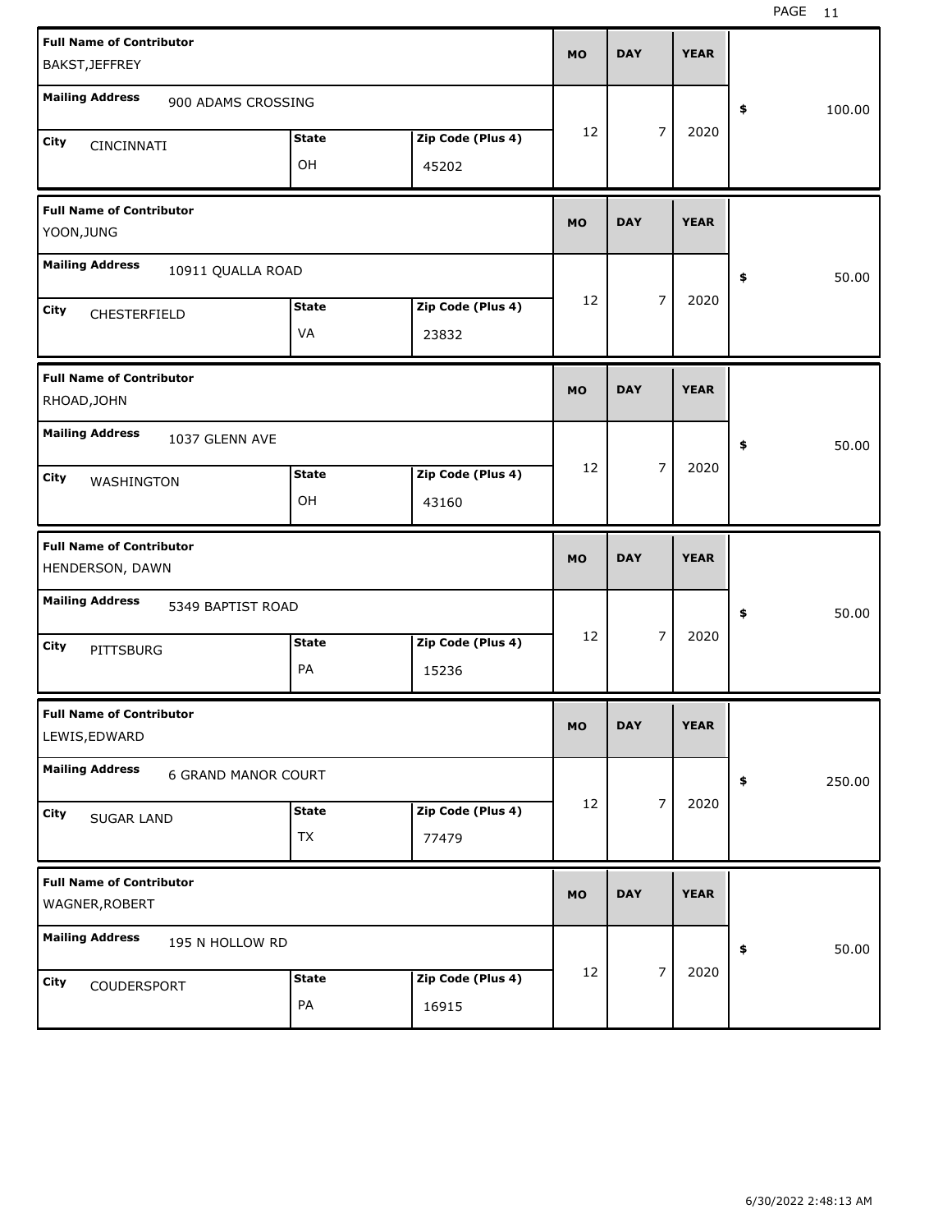| Full Name of Contributor | Mailing Address | City | State | Zip Code (Plus 4) | MO | DAY | YEAR | $ |
|---|---|---|---|---|---|---|---|---|
| BAKST,JEFFREY | 900 ADAMS CROSSING | CINCINNATI | OH | 45202 | 12 | 7 | 2020 | 100.00 |
| YOON,JUNG | 10911 QUALLA ROAD | CHESTERFIELD | VA | 23832 | 12 | 7 | 2020 | 50.00 |
| RHOAD,JOHN | 1037 GLENN AVE | WASHINGTON | OH | 43160 | 12 | 7 | 2020 | 50.00 |
| HENDERSON, DAWN | 5349 BAPTIST ROAD | PITTSBURG | PA | 15236 | 12 | 7 | 2020 | 50.00 |
| LEWIS,EDWARD | 6 GRAND MANOR COURT | SUGAR LAND | TX | 77479 | 12 | 7 | 2020 | 250.00 |
| WAGNER,ROBERT | 195 N HOLLOW RD | COUDERSPORT | PA | 16915 | 12 | 7 | 2020 | 50.00 |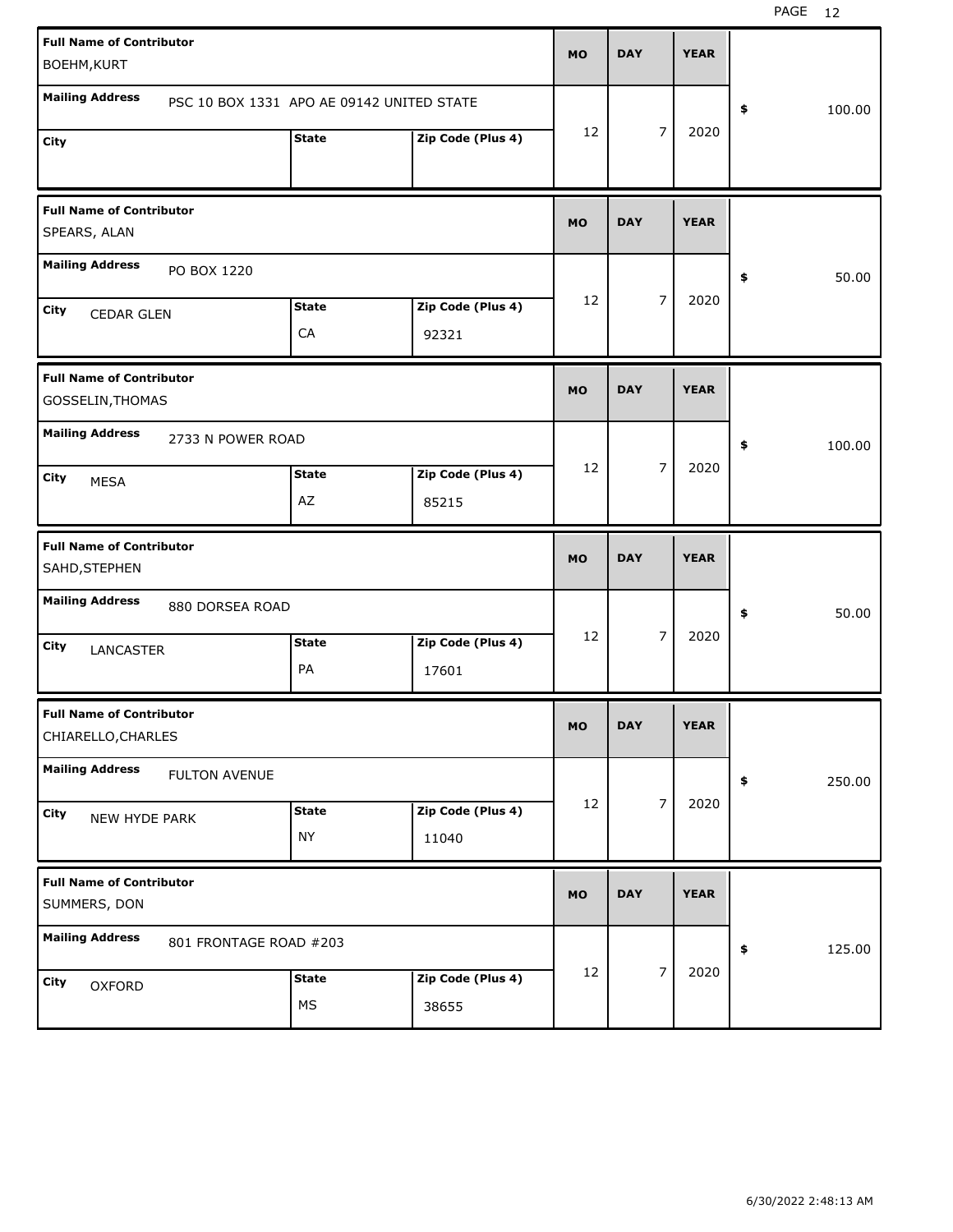| Full Name of Contributor | Mailing Address | City | State | Zip Code (Plus 4) | MO | DAY | YEAR | $ |
|---|---|---|---|---|---|---|---|---|
| BOEHM,KURT | PSC 10 BOX 1331 APO AE 09142 UNITED STATE | | | | 12 | 7 | 2020 | 100.00 |
| SPEARS, ALAN | PO BOX 1220 | CEDAR GLEN | CA | 92321 | 12 | 7 | 2020 | 50.00 |
| GOSSELIN,THOMAS | 2733 N POWER ROAD | MESA | AZ | 85215 | 12 | 7 | 2020 | 100.00 |
| SAHD,STEPHEN | 880 DORSEA ROAD | LANCASTER | PA | 17601 | 12 | 7 | 2020 | 50.00 |
| CHIARELLO,CHARLES | FULTON AVENUE | NEW HYDE PARK | NY | 11040 | 12 | 7 | 2020 | 250.00 |
| SUMMERS, DON | 801 FRONTAGE ROAD #203 | OXFORD | MS | 38655 | 12 | 7 | 2020 | 125.00 |

6/30/2022 2:48:13 AM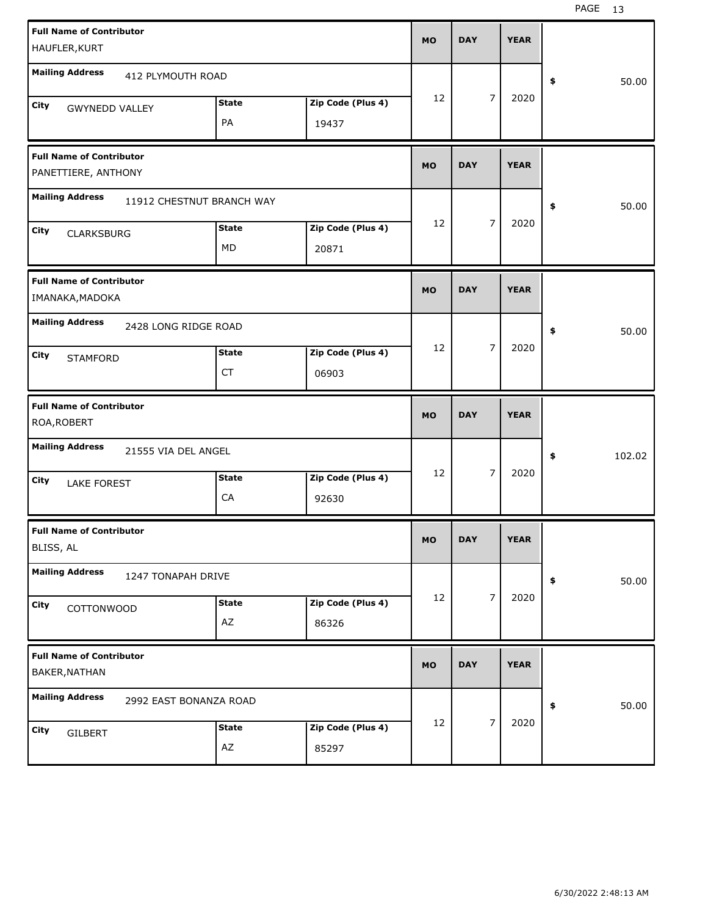| Full Name of Contributor | Mailing Address | City | State | Zip Code (Plus 4) | MO | DAY | YEAR | $ |
|---|---|---|---|---|---|---|---|---|
| HAUFLER,KURT | 412 PLYMOUTH ROAD | GWYNEDD VALLEY | PA | 19437 | 12 | 7 | 2020 | 50.00 |
| PANETTIERE, ANTHONY | 11912 CHESTNUT BRANCH WAY | CLARKSBURG | MD | 20871 | 12 | 7 | 2020 | 50.00 |
| IMANAKA,MADOKA | 2428 LONG RIDGE ROAD | STAMFORD | CT | 06903 | 12 | 7 | 2020 | 50.00 |
| ROA,ROBERT | 21555 VIA DEL ANGEL | LAKE FOREST | CA | 92630 | 12 | 7 | 2020 | 102.02 |
| BLISS, AL | 1247 TONAPAH DRIVE | COTTONWOOD | AZ | 86326 | 12 | 7 | 2020 | 50.00 |
| BAKER,NATHAN | 2992 EAST BONANZA ROAD | GILBERT | AZ | 85297 | 12 | 7 | 2020 | 50.00 |

6/30/2022 2:48:13 AM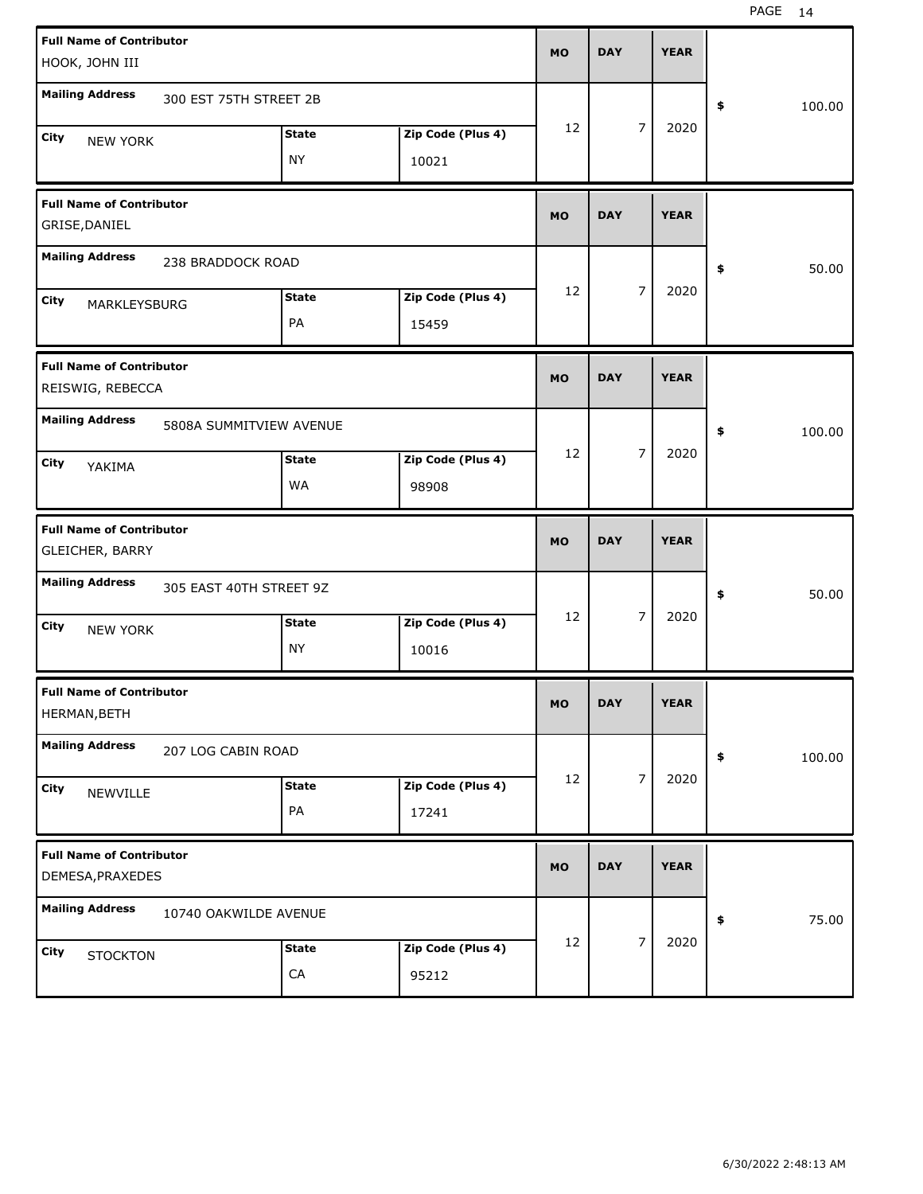| Full Name of Contributor | Mailing Address | City | State | Zip Code (Plus 4) | MO | DAY | YEAR | $ |
|---|---|---|---|---|---|---|---|---|
| HOOK, JOHN III | 300 EST 75TH STREET 2B | NEW YORK | NY | 10021 | 12 | 7 | 2020 | 100.00 |
| GRISE,DANIEL | 238 BRADDOCK ROAD | MARKLEYSBURG | PA | 15459 | 12 | 7 | 2020 | 50.00 |
| REISWIG, REBECCA | 5808A SUMMITVIEW AVENUE | YAKIMA | WA | 98908 | 12 | 7 | 2020 | 100.00 |
| GLEICHER, BARRY | 305 EAST 40TH STREET 9Z | NEW YORK | NY | 10016 | 12 | 7 | 2020 | 50.00 |
| HERMAN,BETH | 207 LOG CABIN ROAD | NEWVILLE | PA | 17241 | 12 | 7 | 2020 | 100.00 |
| DEMESA,PRAXEDES | 10740 OAKWILDE AVENUE | STOCKTON | CA | 95212 | 12 | 7 | 2020 | 75.00 |

6/30/2022 2:48:13 AM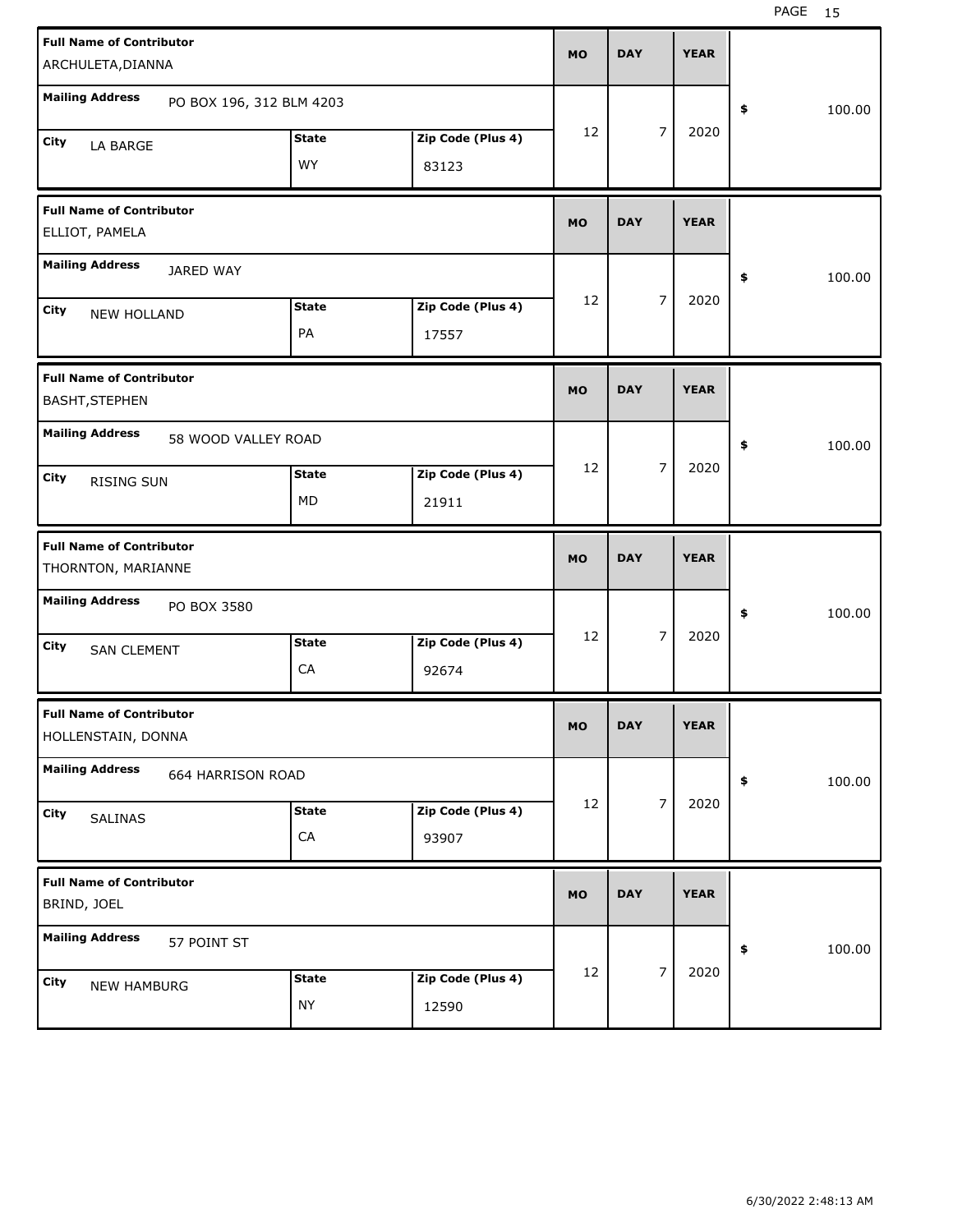| Full Name of Contributor | Mailing Address | City | State | Zip Code (Plus 4) | MO | DAY | YEAR | $ |
|---|---|---|---|---|---|---|---|---|
| ARCHULETA,DIANNA | PO BOX 196, 312 BLM 4203 | LA BARGE | WY | 83123 | 12 | 7 | 2020 | 100.00 |
| ELLIOT, PAMELA | JARED WAY | NEW HOLLAND | PA | 17557 | 12 | 7 | 2020 | 100.00 |
| BASHT,STEPHEN | 58 WOOD VALLEY ROAD | RISING SUN | MD | 21911 | 12 | 7 | 2020 | 100.00 |
| THORNTON, MARIANNE | PO BOX 3580 | SAN CLEMENT | CA | 92674 | 12 | 7 | 2020 | 100.00 |
| HOLLENSTAIN, DONNA | 664 HARRISON ROAD | SALINAS | CA | 93907 | 12 | 7 | 2020 | 100.00 |
| BRIND, JOEL | 57 POINT ST | NEW HAMBURG | NY | 12590 | 12 | 7 | 2020 | 100.00 |

6/30/2022 2:48:13 AM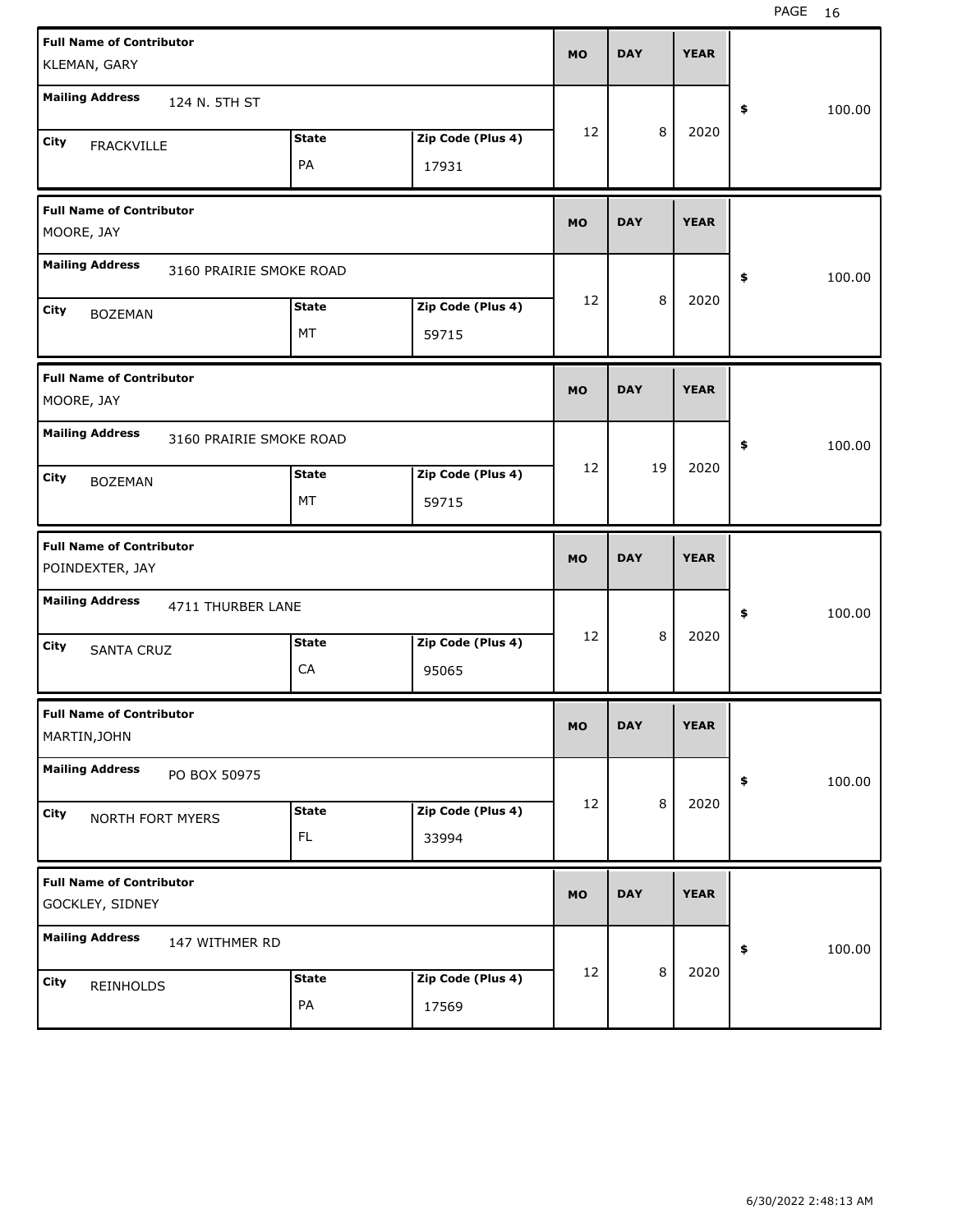| Full Name of Contributor | Mailing Address | City | State | Zip Code (Plus 4) | MO | DAY | YEAR | $ |
|---|---|---|---|---|---|---|---|---|
| KLEMAN, GARY | 124 N. 5TH ST | FRACKVILLE | PA | 17931 | 12 | 8 | 2020 | 100.00 |
| MOORE, JAY | 3160 PRAIRIE SMOKE ROAD | BOZEMAN | MT | 59715 | 12 | 8 | 2020 | 100.00 |
| MOORE, JAY | 3160 PRAIRIE SMOKE ROAD | BOZEMAN | MT | 59715 | 12 | 19 | 2020 | 100.00 |
| POINDEXTER, JAY | 4711 THURBER LANE | SANTA CRUZ | CA | 95065 | 12 | 8 | 2020 | 100.00 |
| MARTIN,JOHN | PO BOX 50975 | NORTH FORT MYERS | FL | 33994 | 12 | 8 | 2020 | 100.00 |
| GOCKLEY, SIDNEY | 147 WITHMER RD | REINHOLDS | PA | 17569 | 12 | 8 | 2020 | 100.00 |

6/30/2022 2:48:13 AM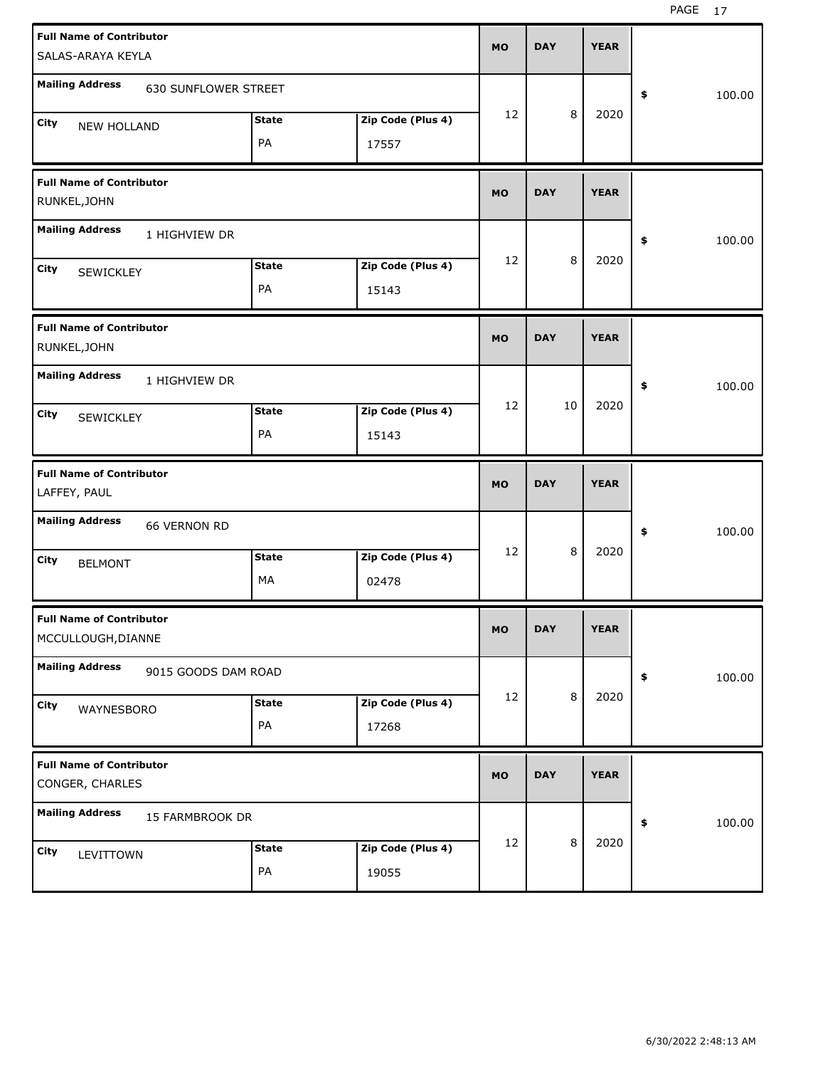| Full Name of Contributor | Mailing Address | City | State | Zip Code (Plus 4) | MO | DAY | YEAR | $ |
|---|---|---|---|---|---|---|---|---|
| SALAS-ARAYA KEYLA | 630 SUNFLOWER STREET | NEW HOLLAND | PA | 17557 | 12 | 8 | 2020 | 100.00 |
| RUNKEL,JOHN | 1 HIGHVIEW DR | SEWICKLEY | PA | 15143 | 12 | 8 | 2020 | 100.00 |
| RUNKEL,JOHN | 1 HIGHVIEW DR | SEWICKLEY | PA | 15143 | 12 | 10 | 2020 | 100.00 |
| LAFFEY, PAUL | 66 VERNON RD | BELMONT | MA | 02478 | 12 | 8 | 2020 | 100.00 |
| MCCULLOUGH,DIANNE | 9015 GOODS DAM ROAD | WAYNESBORO | PA | 17268 | 12 | 8 | 2020 | 100.00 |
| CONGER, CHARLES | 15 FARMBROOK DR | LEVITTOWN | PA | 19055 | 12 | 8 | 2020 | 100.00 |

6/30/2022 2:48:13 AM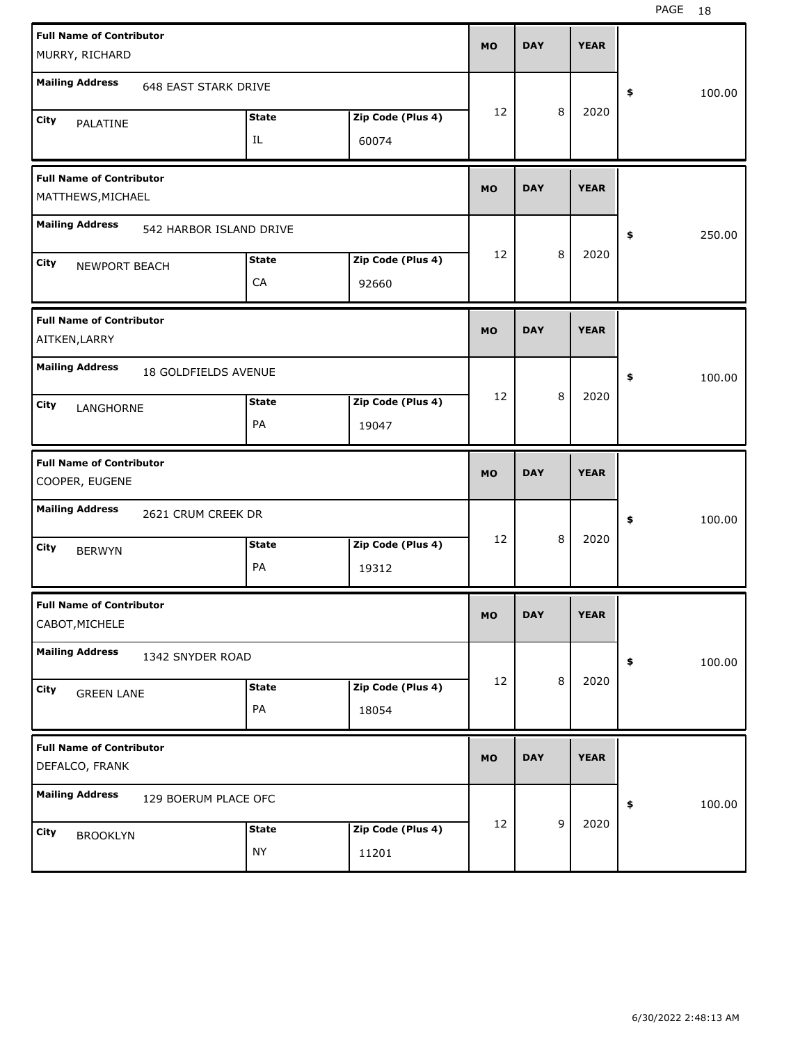| Full Name of Contributor | Mailing Address | City | State | Zip Code (Plus 4) | MO | DAY | YEAR | $ |
|---|---|---|---|---|---|---|---|---|
| MURRY, RICHARD | 648 EAST STARK DRIVE | PALATINE | IL | 60074 | 12 | 8 | 2020 | 100.00 |
| MATTHEWS,MICHAEL | 542 HARBOR ISLAND DRIVE | NEWPORT BEACH | CA | 92660 | 12 | 8 | 2020 | 250.00 |
| AITKEN,LARRY | 18 GOLDFIELDS AVENUE | LANGHORNE | PA | 19047 | 12 | 8 | 2020 | 100.00 |
| COOPER, EUGENE | 2621 CRUM CREEK DR | BERWYN | PA | 19312 | 12 | 8 | 2020 | 100.00 |
| CABOT,MICHELE | 1342 SNYDER ROAD | GREEN LANE | PA | 18054 | 12 | 8 | 2020 | 100.00 |
| DEFALCO, FRANK | 129 BOERUM PLACE OFC | BROOKLYN | NY | 11201 | 12 | 9 | 2020 | 100.00 |

6/30/2022 2:48:13 AM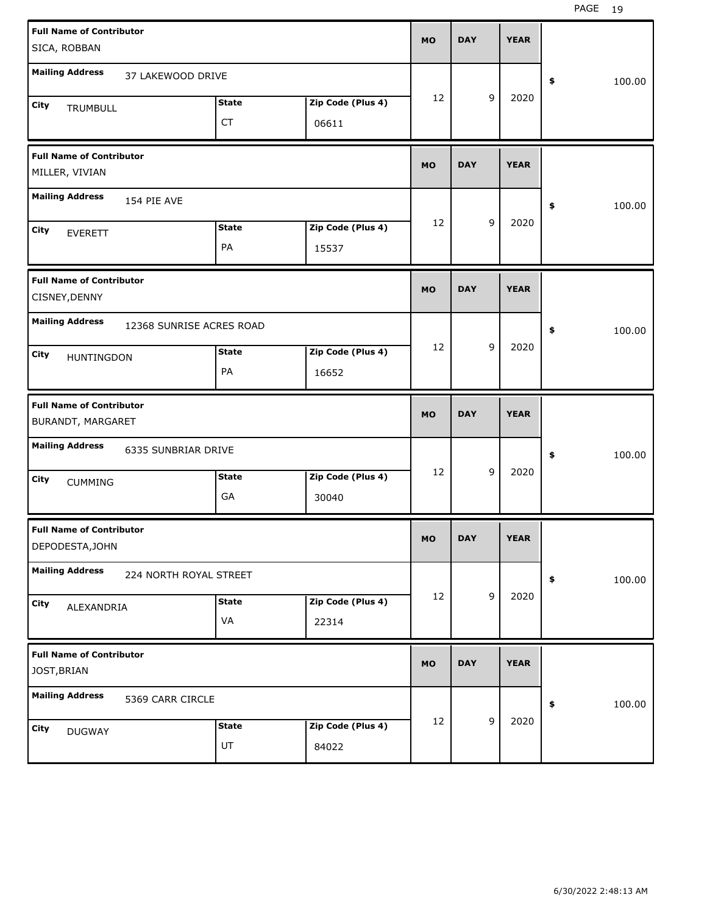| Full Name of Contributor | Mailing Address | City | State | Zip Code (Plus 4) | MO | DAY | YEAR | $ |
|---|---|---|---|---|---|---|---|---|
| SICA, ROBBAN | 37 LAKEWOOD DRIVE | TRUMBULL | CT | 06611 | 12 | 9 | 2020 | 100.00 |
| MILLER, VIVIAN | 154 PIE AVE | EVERETT | PA | 15537 | 12 | 9 | 2020 | 100.00 |
| CISNEY,DENNY | 12368 SUNRISE ACRES ROAD | HUNTINGDON | PA | 16652 | 12 | 9 | 2020 | 100.00 |
| BURANDT, MARGARET | 6335 SUNBRIAR DRIVE | CUMMING | GA | 30040 | 12 | 9 | 2020 | 100.00 |
| DEPODESTA,JOHN | 224 NORTH ROYAL STREET | ALEXANDRIA | VA | 22314 | 12 | 9 | 2020 | 100.00 |
| JOST,BRIAN | 5369 CARR CIRCLE | DUGWAY | UT | 84022 | 12 | 9 | 2020 | 100.00 |

6/30/2022 2:48:13 AM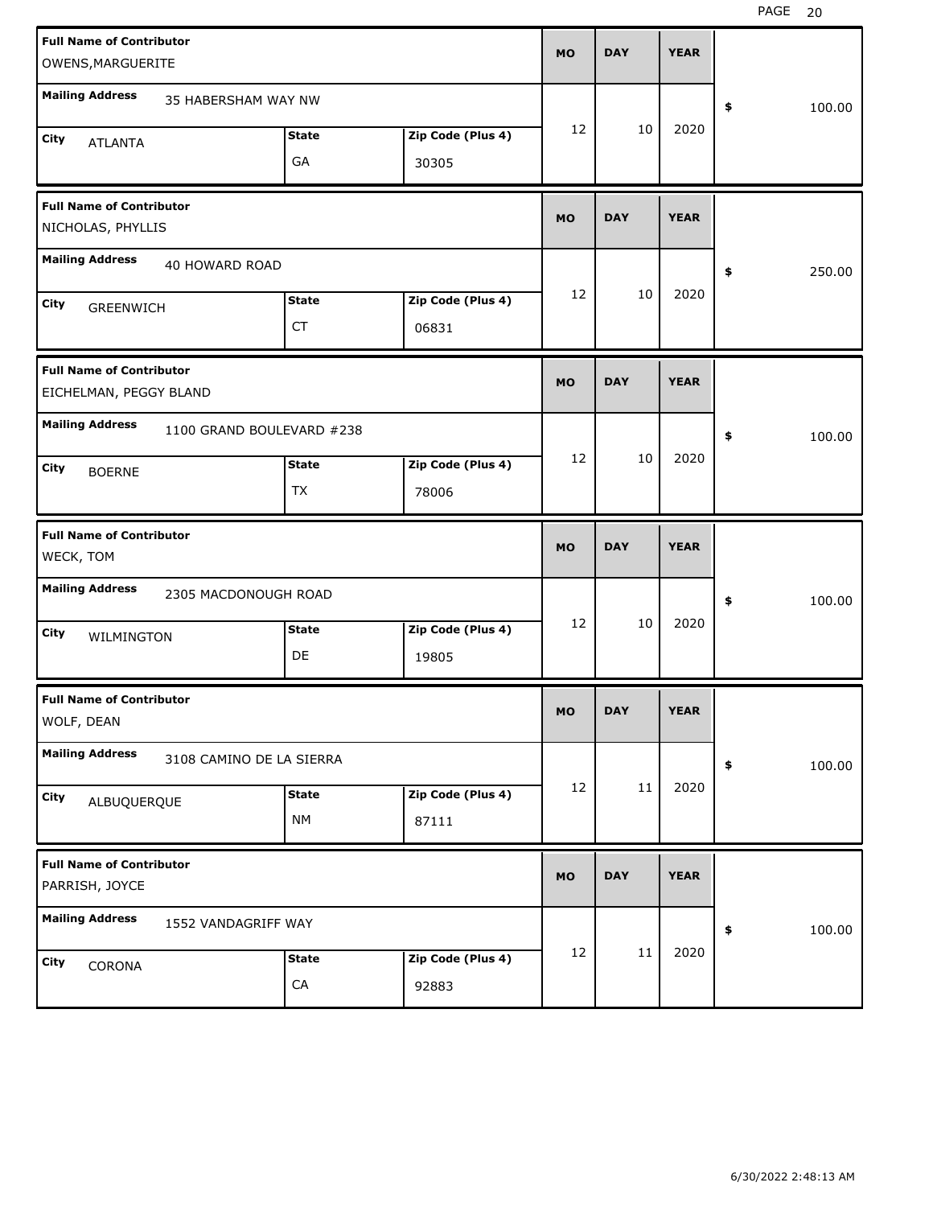| Full Name of Contributor | Mailing Address | City | State | Zip Code (Plus 4) | MO | DAY | YEAR | Amount |
|---|---|---|---|---|---|---|---|---|
| OWENS,MARGUERITE | 35 HABERSHAM WAY NW | ATLANTA | GA | 30305 | 12 | 10 | 2020 | $ 100.00 |
| NICHOLAS, PHYLLIS | 40 HOWARD ROAD | GREENWICH | CT | 06831 | 12 | 10 | 2020 | $ 250.00 |
| EICHELMAN, PEGGY BLAND | 1100 GRAND BOULEVARD #238 | BOERNE | TX | 78006 | 12 | 10 | 2020 | $ 100.00 |
| WECK, TOM | 2305 MACDONOUGH ROAD | WILMINGTON | DE | 19805 | 12 | 10 | 2020 | $ 100.00 |
| WOLF, DEAN | 3108 CAMINO DE LA SIERRA | ALBUQUERQUE | NM | 87111 | 12 | 11 | 2020 | $ 100.00 |
| PARRISH, JOYCE | 1552 VANDAGRIFF WAY | CORONA | CA | 92883 | 12 | 11 | 2020 | $ 100.00 |

6/30/2022 2:48:13 AM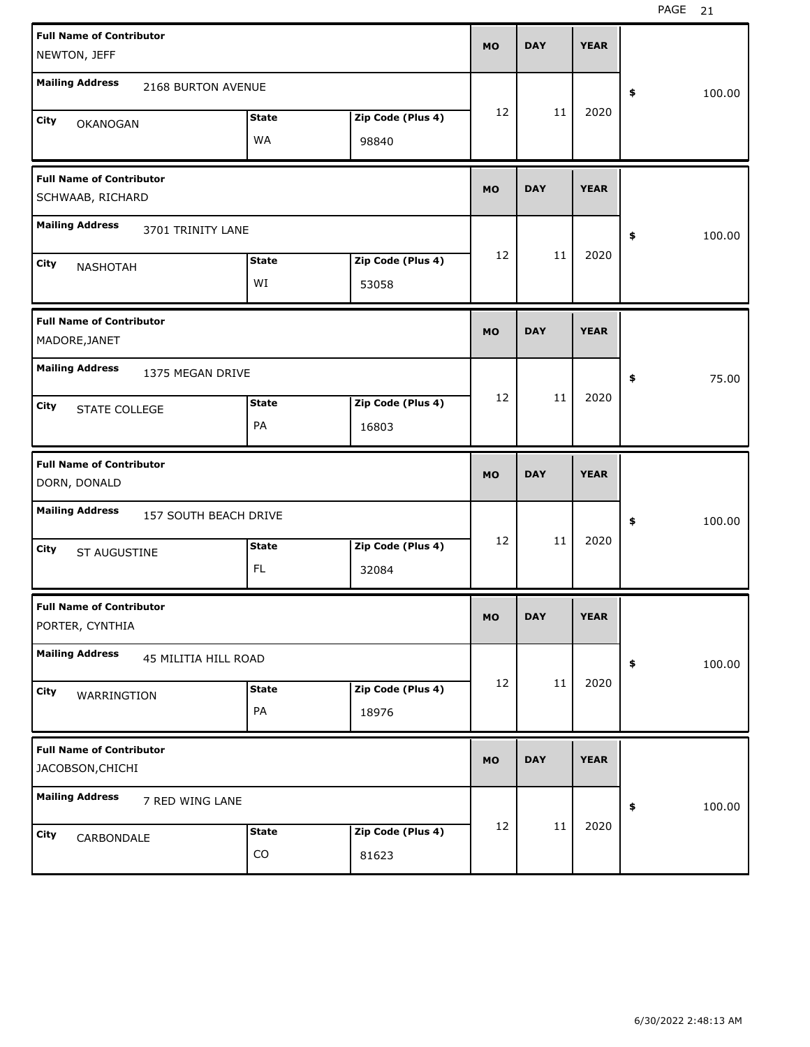| Full Name of Contributor | Mailing Address | City | State | Zip Code (Plus 4) | MO | DAY | YEAR | $ |
|---|---|---|---|---|---|---|---|---|
| NEWTON, JEFF | 2168 BURTON AVENUE | OKANOGAN | WA | 98840 | 12 | 11 | 2020 | 100.00 |
| SCHWAAB, RICHARD | 3701 TRINITY LANE | NASHOTAH | WI | 53058 | 12 | 11 | 2020 | 100.00 |
| MADORE,JANET | 1375 MEGAN DRIVE | STATE COLLEGE | PA | 16803 | 12 | 11 | 2020 | 75.00 |
| DORN, DONALD | 157 SOUTH BEACH DRIVE | ST AUGUSTINE | FL | 32084 | 12 | 11 | 2020 | 100.00 |
| PORTER, CYNTHIA | 45 MILITIA HILL ROAD | WARRINGTION | PA | 18976 | 12 | 11 | 2020 | 100.00 |
| JACOBSON,CHICHI | 7 RED WING LANE | CARBONDALE | CO | 81623 | 12 | 11 | 2020 | 100.00 |

6/30/2022 2:48:13 AM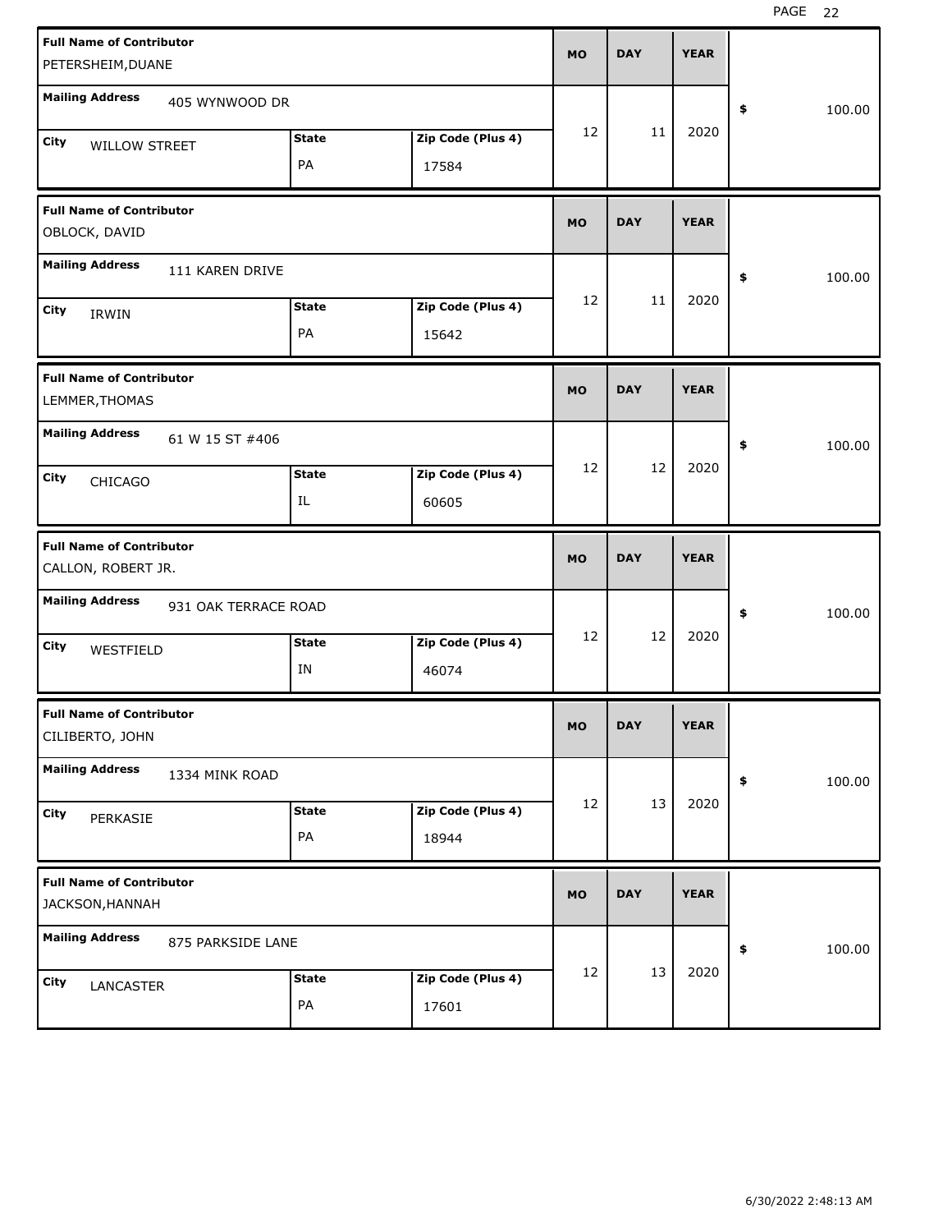| Full Name of Contributor | Mailing Address | City | State | Zip Code (Plus 4) | MO | DAY | YEAR | $ |
|---|---|---|---|---|---|---|---|---|
| PETERSHEIM,DUANE | 405 WYNWOOD DR | WILLOW STREET | PA | 17584 | 12 | 11 | 2020 | 100.00 |
| OBLOCK, DAVID | 111 KAREN DRIVE | IRWIN | PA | 15642 | 12 | 11 | 2020 | 100.00 |
| LEMMER,THOMAS | 61 W 15 ST #406 | CHICAGO | IL | 60605 | 12 | 12 | 2020 | 100.00 |
| CALLON, ROBERT JR. | 931 OAK TERRACE ROAD | WESTFIELD | IN | 46074 | 12 | 12 | 2020 | 100.00 |
| CILIBERTO, JOHN | 1334 MINK ROAD | PERKASIE | PA | 18944 | 12 | 13 | 2020 | 100.00 |
| JACKSON,HANNAH | 875 PARKSIDE LANE | LANCASTER | PA | 17601 | 12 | 13 | 2020 | 100.00 |

6/30/2022 2:48:13 AM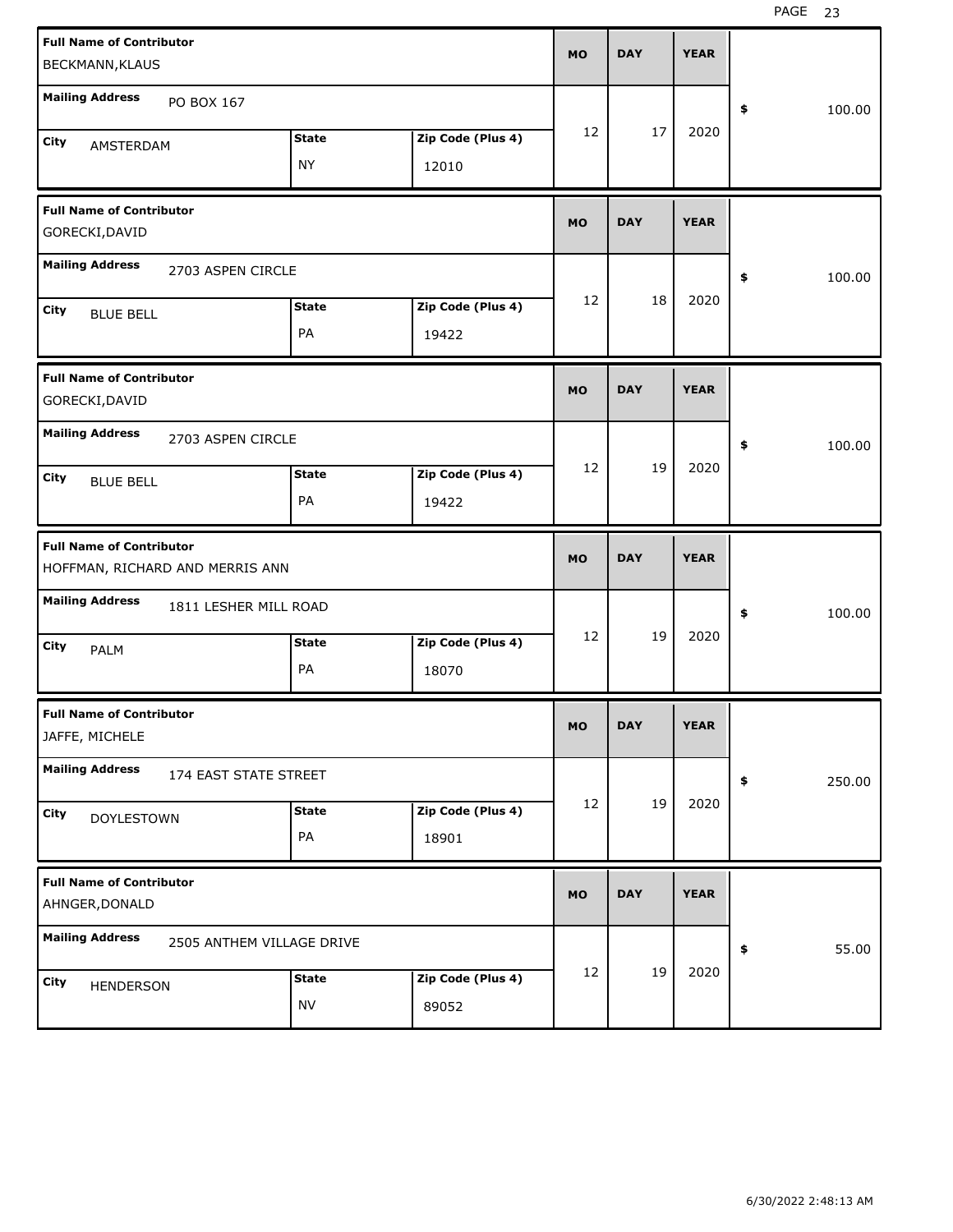| Full Name of Contributor | Mailing Address | City | State | Zip Code (Plus 4) | MO | DAY | YEAR | $ |
|---|---|---|---|---|---|---|---|---|
| BECKMANN,KLAUS | PO BOX 167 | AMSTERDAM | NY | 12010 | 12 | 17 | 2020 | 100.00 |
| GORECKI,DAVID | 2703 ASPEN CIRCLE | BLUE BELL | PA | 19422 | 12 | 18 | 2020 | 100.00 |
| GORECKI,DAVID | 2703 ASPEN CIRCLE | BLUE BELL | PA | 19422 | 12 | 19 | 2020 | 100.00 |
| HOFFMAN, RICHARD AND MERRIS ANN | 1811 LESHER MILL ROAD | PALM | PA | 18070 | 12 | 19 | 2020 | 100.00 |
| JAFFE, MICHELE | 174 EAST STATE STREET | DOYLESTOWN | PA | 18901 | 12 | 19 | 2020 | 250.00 |
| AHNGER,DONALD | 2505 ANTHEM VILLAGE DRIVE | HENDERSON | NV | 89052 | 12 | 19 | 2020 | 55.00 |

6/30/2022 2:48:13 AM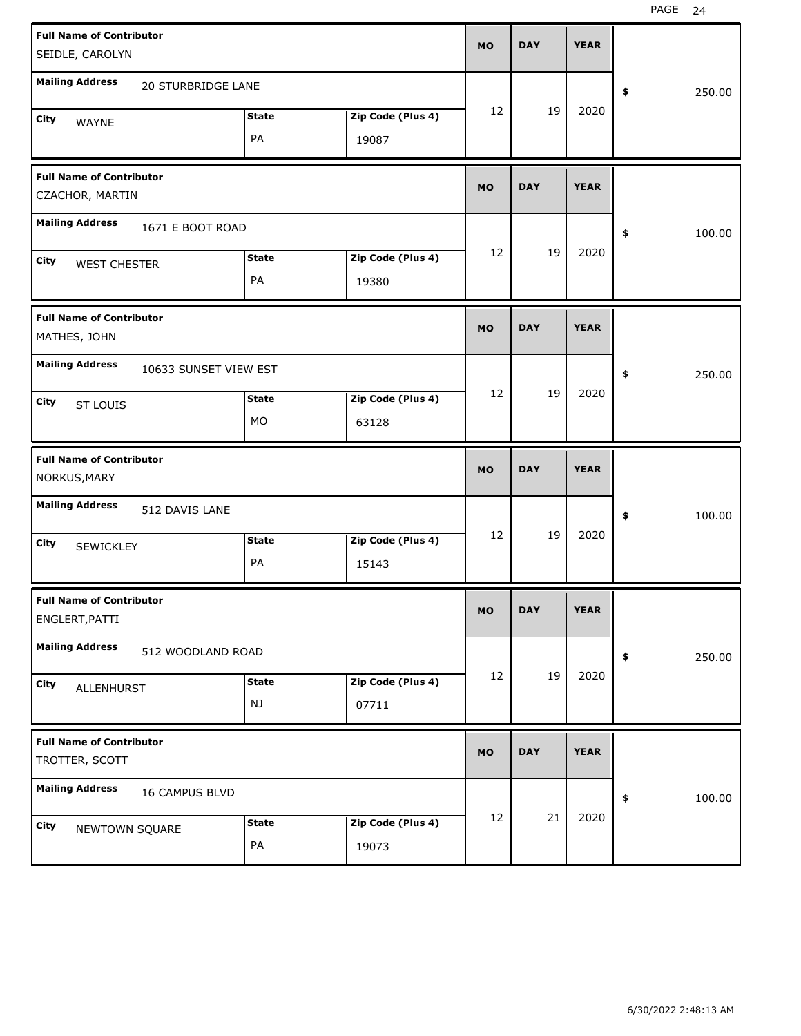| Full Name of Contributor | Mailing Address | City | State | Zip Code (Plus 4) | MO | DAY | YEAR | Amount |
|---|---|---|---|---|---|---|---|---|
| SEIDLE, CAROLYN | 20 STURBRIDGE LANE | WAYNE | PA | 19087 | 12 | 19 | 2020 | $ 250.00 |
| CZACHOR, MARTIN | 1671 E BOOT ROAD | WEST CHESTER | PA | 19380 | 12 | 19 | 2020 | $ 100.00 |
| MATHES, JOHN | 10633 SUNSET VIEW EST | ST LOUIS | MO | 63128 | 12 | 19 | 2020 | $ 250.00 |
| NORKUS,MARY | 512 DAVIS LANE | SEWICKLEY | PA | 15143 | 12 | 19 | 2020 | $ 100.00 |
| ENGLERT,PATTI | 512 WOODLAND ROAD | ALLENHURST | NJ | 07711 | 12 | 19 | 2020 | $ 250.00 |
| TROTTER, SCOTT | 16 CAMPUS BLVD | NEWTOWN SQUARE | PA | 19073 | 12 | 21 | 2020 | $ 100.00 |

6/30/2022 2:48:13 AM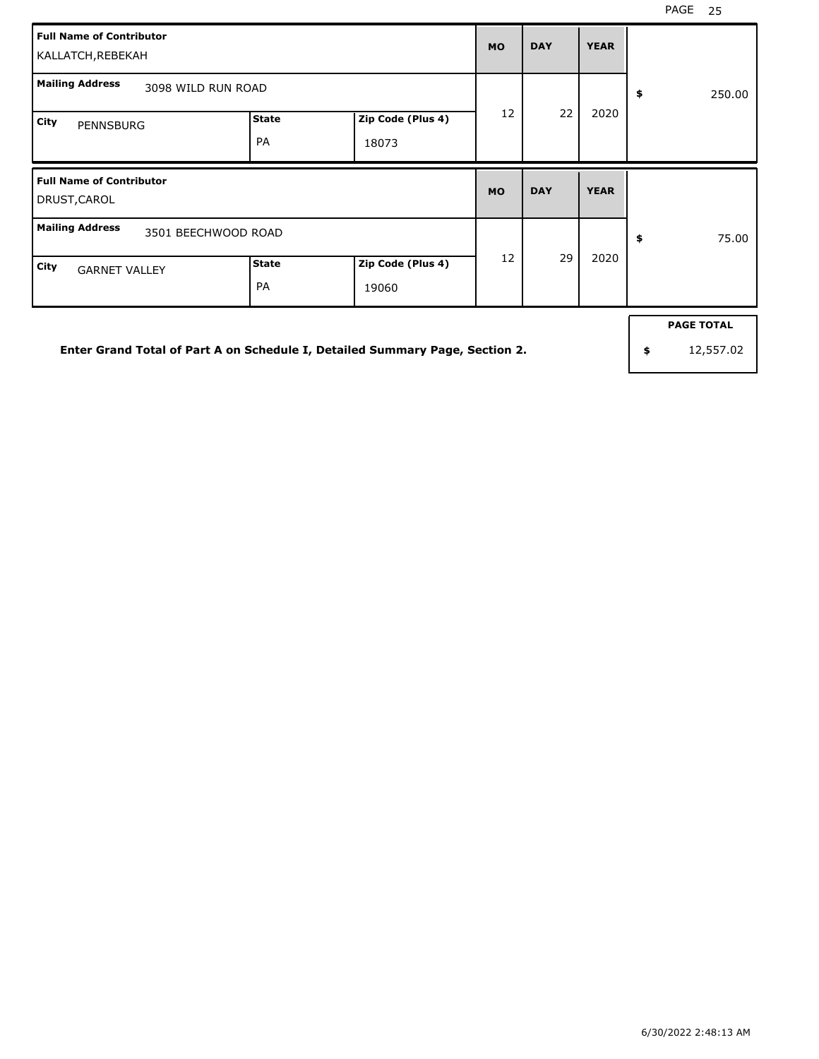| Full Name of Contributor | | | MO | DAY | YEAR | |
|---|---|---|---|---|---|---|
| KALLATCH,REBEKAH | | | | | | |
| **Mailing Address** 3098 WILD RUN ROAD | | | 12 | 22 | 2020 | $ 250.00 |
| **City** PENNSBURG | **State** PA | **Zip Code (Plus 4)** 18073 | | | | |

| Full Name of Contributor | | | MO | DAY | YEAR | |
|---|---|---|---|---|---|---|
| DRUST,CAROL | | | | | | |
| **Mailing Address** 3501 BEECHWOOD ROAD | | | 12 | 29 | 2020 | $ 75.00 |
| **City** GARNET VALLEY | **State** PA | **Zip Code (Plus 4)** 19060 | | | | |

**Enter Grand Total of Part A on Schedule I, Detailed Summary Page, Section 2.**

| PAGE TOTAL |
|---|
| $ 12,557.02 |

6/30/2022 2:48:13 AM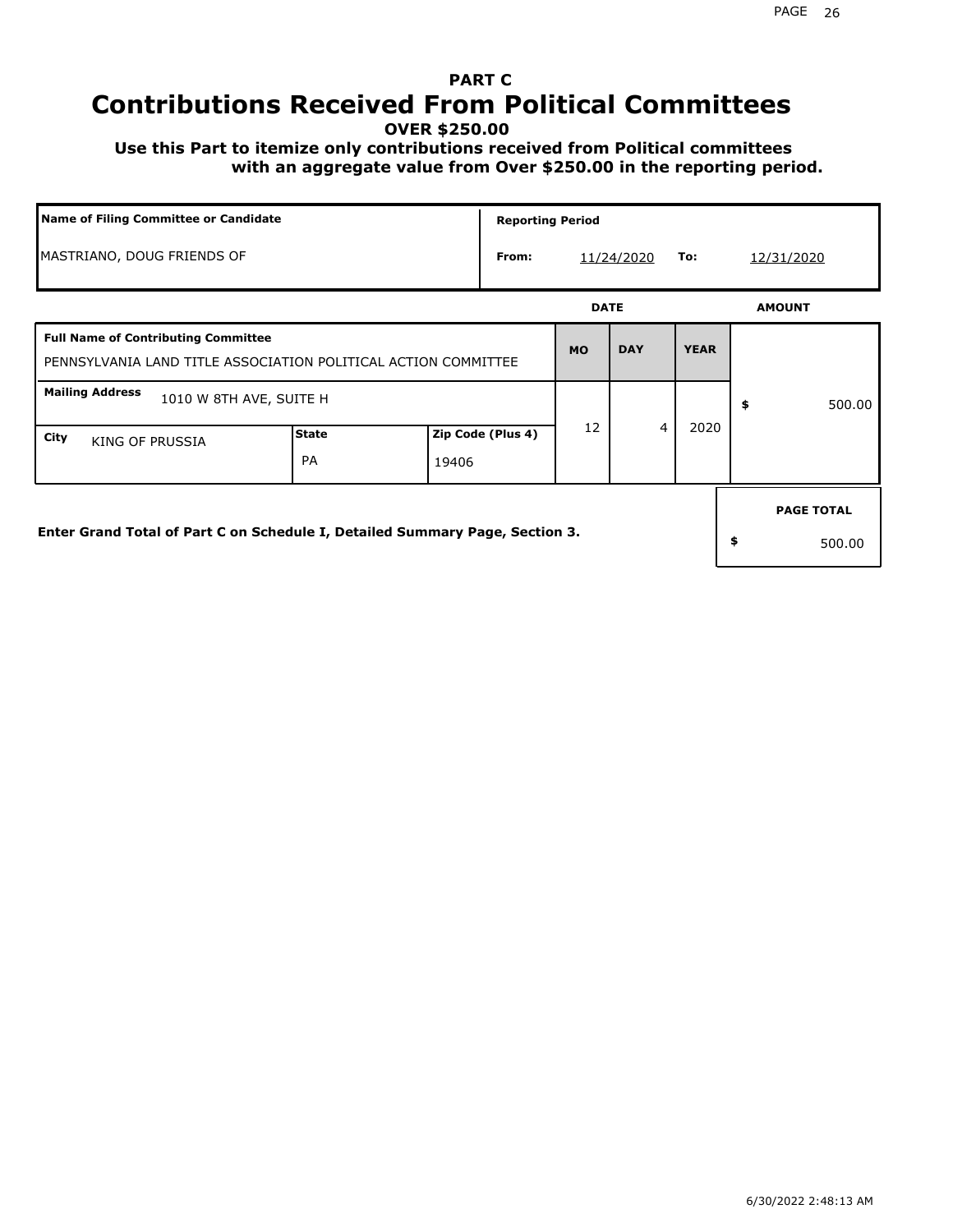# PART C
# Contributions Received From Political Committees

**OVER $250.00**

**Use this Part to itemize only contributions received from Political committees with an aggregate value from Over $250.00 in the reporting period.**

| Name of Filing Committee or Candidate | Reporting Period | | | |
|---|---|---|---|---|
| MASTRIANO, DOUG FRIENDS OF | From: | 11/24/2020 | To: | 12/31/2020 |

| Full Name of Contributing Committee | | | DATE MO | DATE DAY | DATE YEAR | AMOUNT |
|---|---|---|---|---|---|---|
| PENNSYLVANIA LAND TITLE ASSOCIATION POLITICAL ACTION COMMITTEE | | | 12 | 4 | 2020 | $ 500.00 |
| **Mailing Address** 1010 W 8TH AVE, SUITE H | | | | | | |
| **City** KING OF PRUSSIA | **State** PA | **Zip Code (Plus 4)** 19406 | | | | |

**Enter Grand Total of Part C on Schedule I, Detailed Summary Page, Section 3.**

| PAGE TOTAL |
|---|
| $ 500.00 |

6/30/2022 2:48:13 AM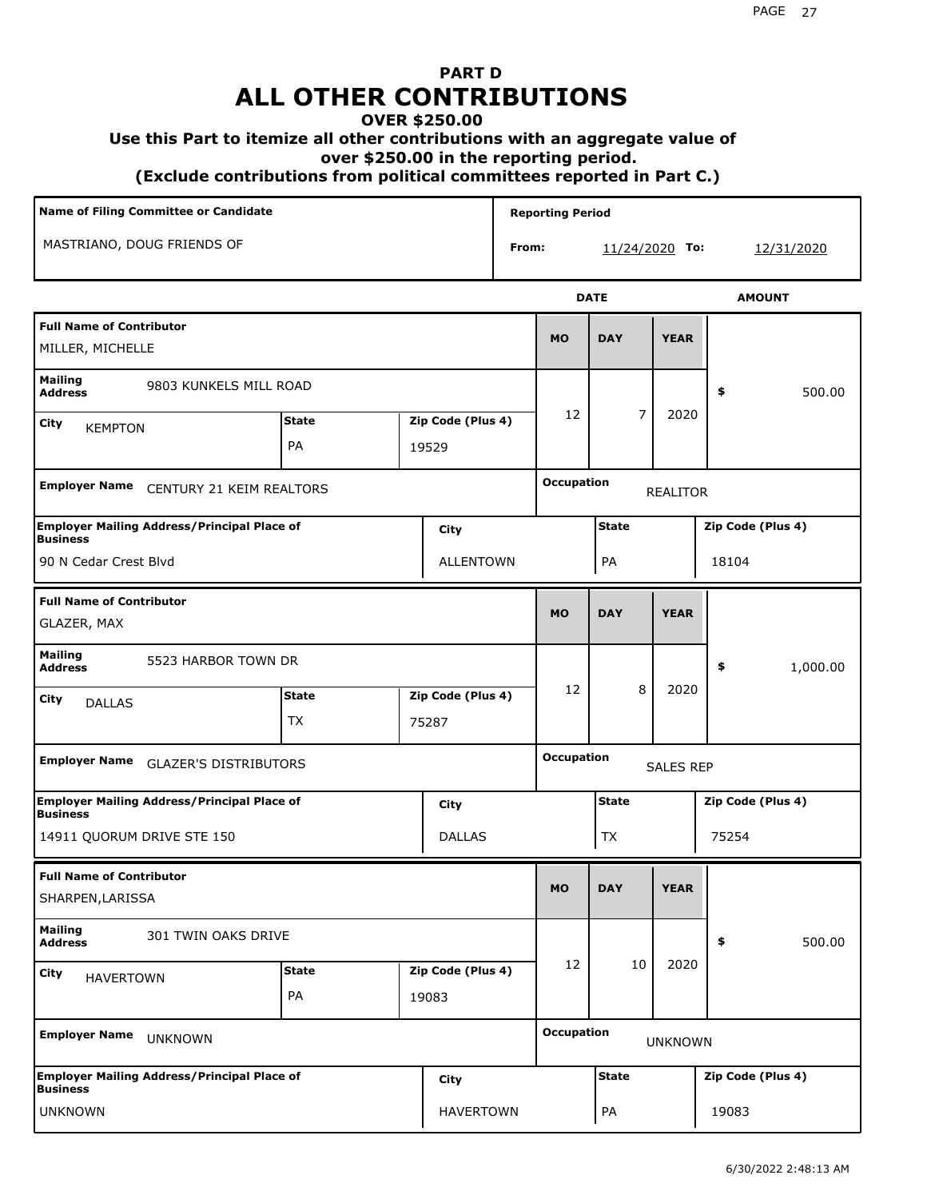# PART D
# ALL OTHER CONTRIBUTIONS
### OVER $250.00
### Use this Part to itemize all other contributions with an aggregate value of over $250.00 in the reporting period.
### (Exclude contributions from political committees reported in Part C.)

| Name of Filing Committee or Candidate | Reporting Period |
|---|---|
| MASTRIANO, DOUG FRIENDS OF | From: 11/24/2020 To: 12/31/2020 |

| Full Name of Contributor | Mailing Address | City | State | Zip Code (Plus 4) | MO | DAY | YEAR | AMOUNT |
|---|---|---|---|---|---|---|---|---|
| MILLER, MICHELLE | 9803 KUNKELS MILL ROAD | KEMPTON | PA | 19529 | 12 | 7 | 2020 | $ 500.00 |
| GLAZER, MAX | 5523 HARBOR TOWN DR | DALLAS | TX | 75287 | 12 | 8 | 2020 | $ 1,000.00 |
| SHARPEN,LARISSA | 301 TWIN OAKS DRIVE | HAVERTOWN | PA | 19083 | 12 | 10 | 2020 | $ 500.00 |

| Full Name of Contributor | Employer Name | Occupation | Employer Mailing Address/Principal Place of Business | City | State | Zip Code (Plus 4) |
|---|---|---|---|---|---|---|
| MILLER, MICHELLE | CENTURY 21 KEIM REALTORS | REALTOR | 90 N Cedar Crest Blvd | ALLENTOWN | PA | 18104 |
| GLAZER, MAX | GLAZER'S DISTRIBUTORS | SALES REP | 14911 QUORUM DRIVE STE 150 | DALLAS | TX | 75254 |
| SHARPEN,LARISSA | UNKNOWN | UNKNOWN | UNKNOWN | HAVERTOWN | PA | 19083 |

6/30/2022 2:48:13 AM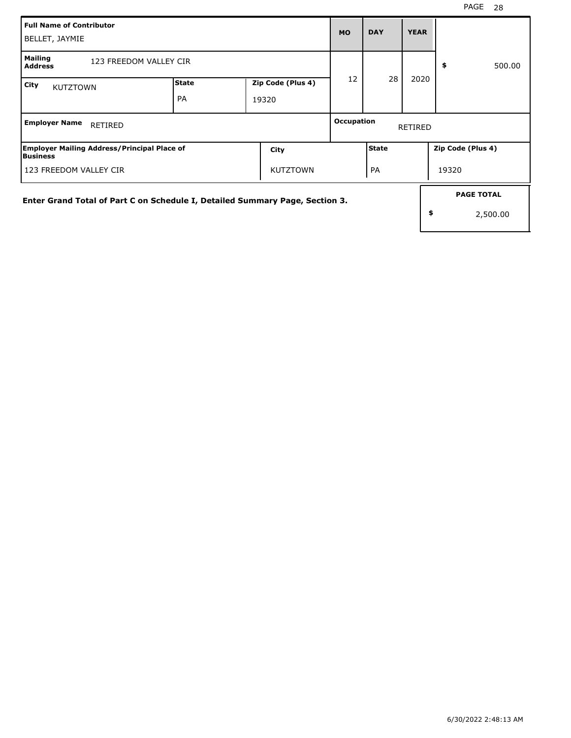| Full Name of Contributor | | | MO | DAY | YEAR | |
|---|---|---|---|---|---|---|
| BELLET, JAYMIE | | | | | | |
| **Mailing Address** 123 FREEDOM VALLEY CIR | | | 12 | 28 | 2020 | $ 500.00 |
| **City** KUTZTOWN | **State** PA | **Zip Code (Plus 4)** 19320 | | | | |
| **Employer Name** RETIRED | | | **Occupation** RETIRED | | | |

| Employer Mailing Address/Principal Place of Business | City | State | Zip Code (Plus 4) |
|---|---|---|---|
| 123 FREEDOM VALLEY CIR | KUTZTOWN | PA | 19320 |

**Enter Grand Total of Part C on Schedule I, Detailed Summary Page, Section 3.**

| PAGE TOTAL |
|---|
| $ 2,500.00 |

6/30/2022 2:48:13 AM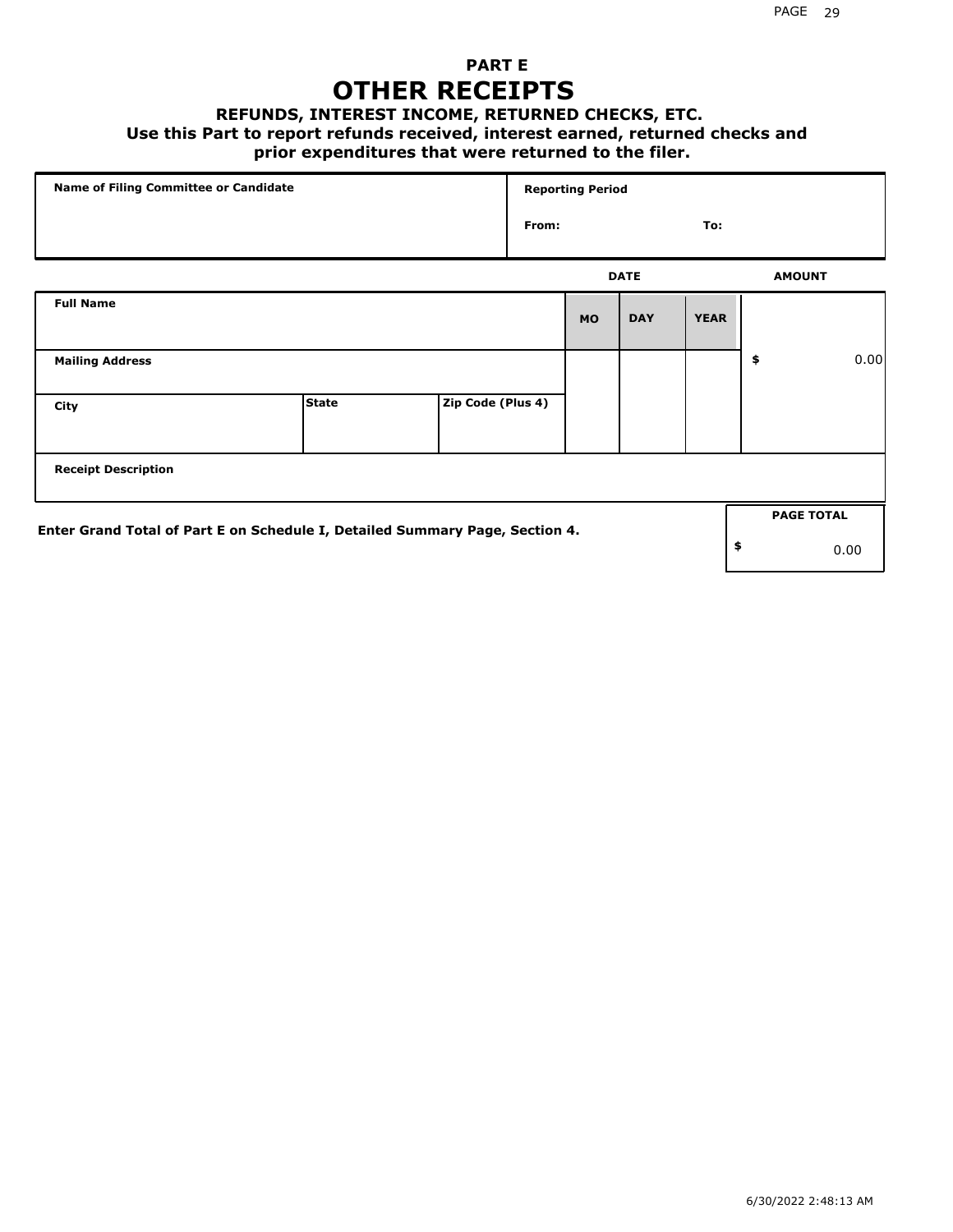# PART E
# OTHER RECEIPTS

### REFUNDS, INTEREST INCOME, RETURNED CHECKS, ETC.

**Use this Part to report refunds received, interest earned, returned checks and prior expenditures that were returned to the filer.**

| Name of Filing Committee or Candidate | Reporting Period | |
|---|---|---|
| | From: | To: |

| | | | DATE | | | AMOUNT |
|---|---|---|---|---|---|---|
| **Full Name** | | | **MO** | **DAY** | **YEAR** | |
| **Mailing Address** | | | | | | $ 0.00 |
| **City** | **State** | **Zip Code (Plus 4)** | | | | |
| **Receipt Description** | | | | | | |

**Enter Grand Total of Part E on Schedule I, Detailed Summary Page, Section 4.**

| PAGE TOTAL |
|---|
| $ 0.00 |

6/30/2022 2:48:13 AM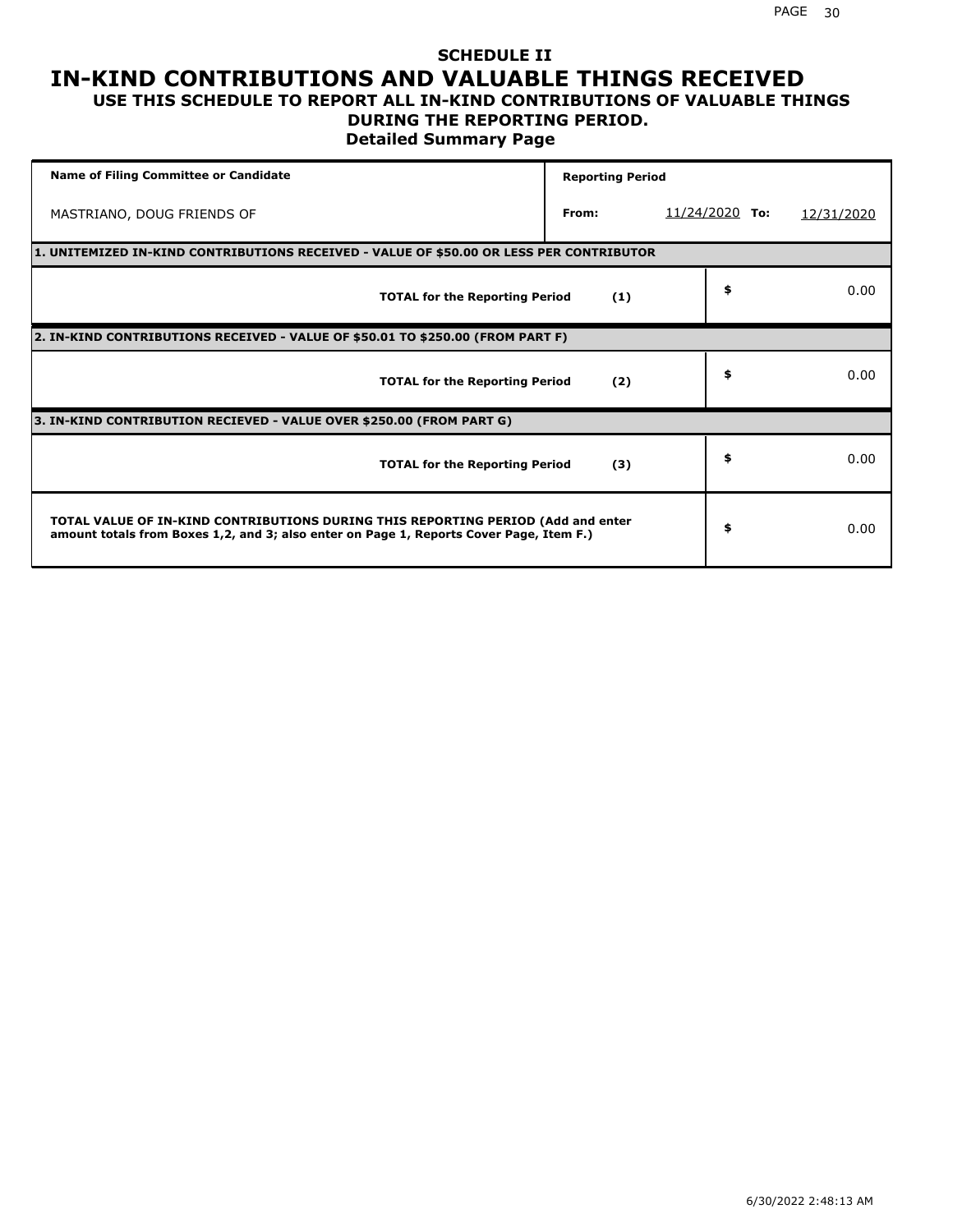# SCHEDULE II

# IN-KIND CONTRIBUTIONS AND VALUABLE THINGS RECEIVED

## USE THIS SCHEDULE TO REPORT ALL IN-KIND CONTRIBUTIONS OF VALUABLE THINGS DURING THE REPORTING PERIOD.

### Detailed Summary Page

| Name of Filing Committee or Candidate | Reporting Period | | |
|---|---|---|---|
| MASTRIANO, DOUG FRIENDS OF | From: | 11/24/2020 To: | 12/31/2020 |

| **1. UNITEMIZED IN-KIND CONTRIBUTIONS RECEIVED - VALUE OF $50.00 OR LESS PER CONTRIBUTOR** | | |
|---|---|---|
| **TOTAL for the Reporting Period** | **(1)** | $ 0.00 |
| **2. IN-KIND CONTRIBUTIONS RECEIVED - VALUE OF $50.01 TO $250.00 (FROM PART F)** | | |
| **TOTAL for the Reporting Period** | **(2)** | $ 0.00 |
| **3. IN-KIND CONTRIBUTION RECIEVED - VALUE OVER $250.00 (FROM PART G)** | | |
| **TOTAL for the Reporting Period** | **(3)** | $ 0.00 |
| **TOTAL VALUE OF IN-KIND CONTRIBUTIONS DURING THIS REPORTING PERIOD (Add and enter amount totals from Boxes 1,2, and 3; also enter on Page 1, Reports Cover Page, Item F.)** | | $ 0.00 |

6/30/2022 2:48:13 AM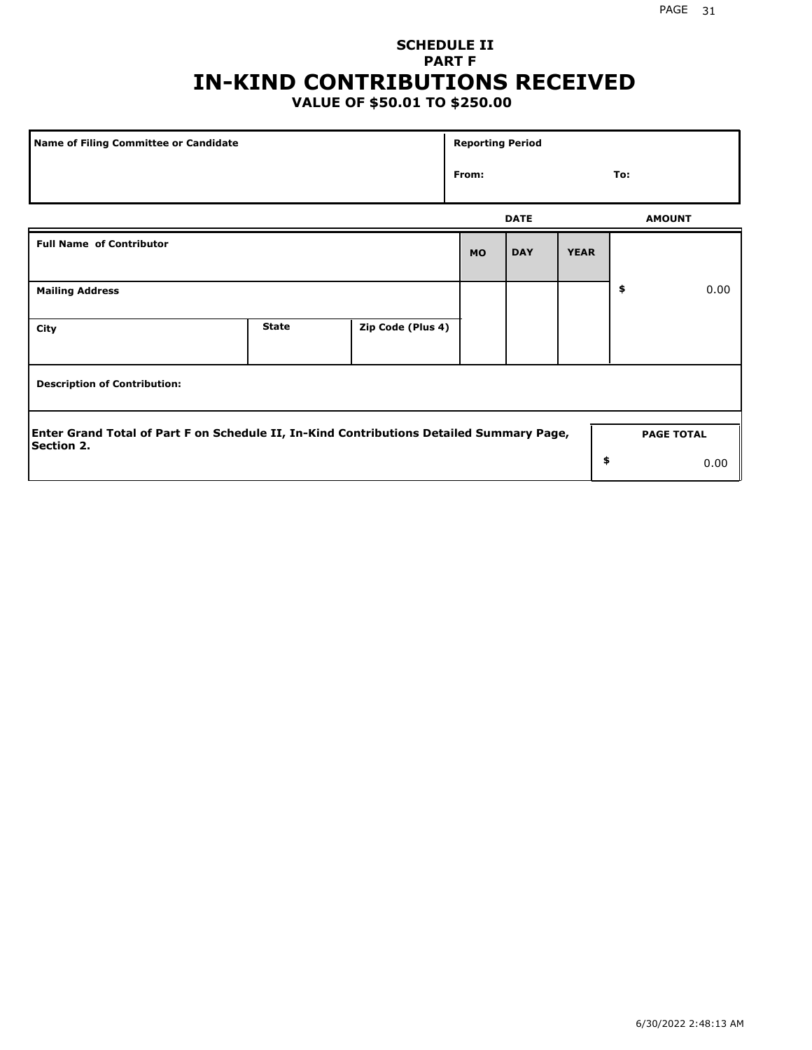# SCHEDULE II
## PART F
# IN-KIND CONTRIBUTIONS RECEIVED
### VALUE OF $50.01 TO $250.00

| Name of Filing Committee or Candidate | Reporting Period | |
|---|---|---|
| | From: | To: |

| Full Name of Contributor | | | DATE | | | AMOUNT |
|---|---|---|---|---|---|---|
| | | | MO | DAY | YEAR | |
| Mailing Address | | | | | | $ 0.00 |
| City | State | Zip Code (Plus 4) | | | | |
| Description of Contribution: | | | | | | |

**Enter Grand Total of Part F on Schedule II, In-Kind Contributions Detailed Summary Page, Section 2.**

| PAGE TOTAL |
|---|
| $ 0.00 |

6/30/2022 2:48:13 AM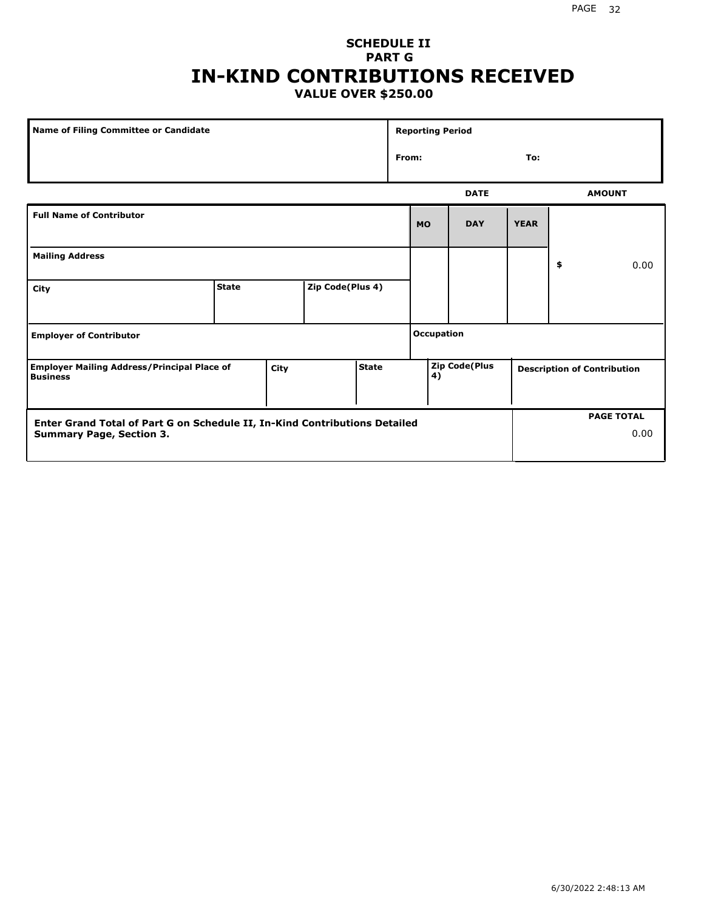# SCHEDULE II
## PART G
# IN-KIND CONTRIBUTIONS RECEIVED
### VALUE OVER $250.00

| Name of Filing Committee or Candidate | Reporting Period |
|---|---|
| | From: To: |

| Full Name of Contributor | | | DATE MO | DAY | YEAR | AMOUNT |
|---|---|---|---|---|---|---|
| Mailing Address | | | | | | $ 0.00 |
| City | State | Zip Code(Plus 4) | | | | |
| Employer of Contributor | | | Occupation | | | |
| Employer Mailing Address/Principal Place of Business | City | State | Zip Code(Plus 4) | | | Description of Contribution |

| Enter Grand Total of Part G on Schedule II, In-Kind Contributions Detailed Summary Page, Section 3. | PAGE TOTAL 0.00 |
|---|---|

6/30/2022 2:48:13 AM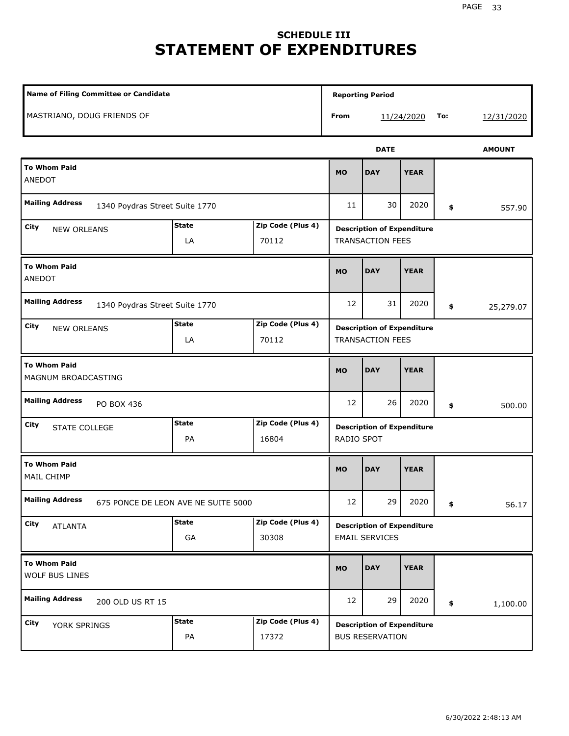# SCHEDULE III
# STATEMENT OF EXPENDITURES

| Name of Filing Committee or Candidate | Reporting Period |
|---|---|
| MASTRIANO, DOUG FRIENDS OF | From 11/24/2020 To: 12/31/2020 |

| To Whom Paid | Mailing Address | City | State | Zip Code (Plus 4) | MO | DAY | YEAR | AMOUNT | Description of Expenditure |
|---|---|---|---|---|---|---|---|---|---|
| ANEDOT | 1340 Poydras Street Suite 1770 | NEW ORLEANS | LA | 70112 | 11 | 30 | 2020 | $ 557.90 | TRANSACTION FEES |
| ANEDOT | 1340 Poydras Street Suite 1770 | NEW ORLEANS | LA | 70112 | 12 | 31 | 2020 | $ 25,279.07 | TRANSACTION FEES |
| MAGNUM BROADCASTING | PO BOX 436 | STATE COLLEGE | PA | 16804 | 12 | 26 | 2020 | $ 500.00 | RADIO SPOT |
| MAIL CHIMP | 675 PONCE DE LEON AVE NE SUITE 5000 | ATLANTA | GA | 30308 | 12 | 29 | 2020 | $ 56.17 | EMAIL SERVICES |
| WOLF BUS LINES | 200 OLD US RT 15 | YORK SPRINGS | PA | 17372 | 12 | 29 | 2020 | $ 1,100.00 | BUS RESERVATION |

6/30/2022 2:48:13 AM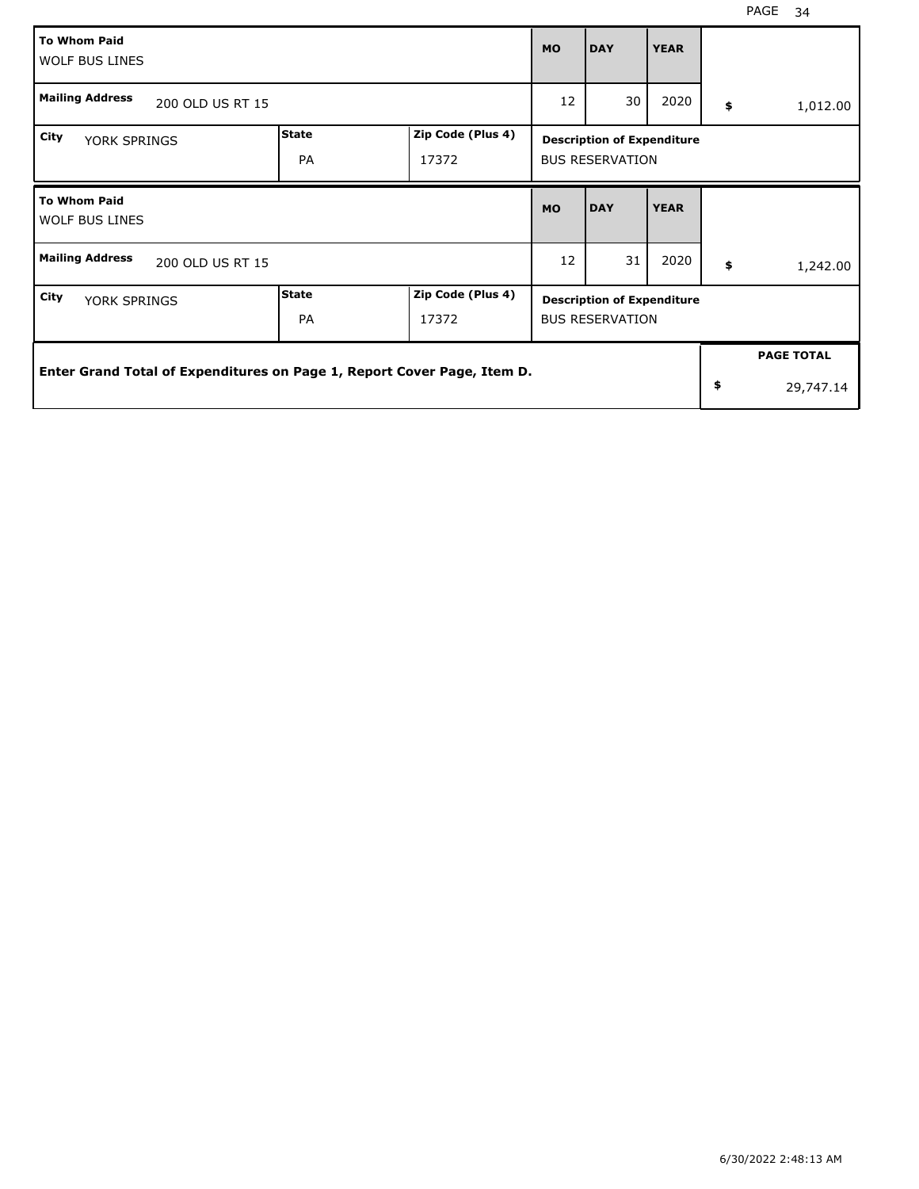| To Whom Paid | | | MO | DAY | YEAR | |
| --- | --- | --- | --- | --- | --- | --- |
| WOLF BUS LINES | | | | | | |
| Mailing Address: 200 OLD US RT 15 | | | 12 | 30 | 2020 | $ 1,012.00 |
| City: YORK SPRINGS | State: PA | Zip Code (Plus 4): 17372 | Description of Expenditure: BUS RESERVATION | | | |

| To Whom Paid | | | MO | DAY | YEAR | |
| --- | --- | --- | --- | --- | --- | --- |
| WOLF BUS LINES | | | | | | |
| Mailing Address: 200 OLD US RT 15 | | | 12 | 31 | 2020 | $ 1,242.00 |
| City: YORK SPRINGS | State: PA | Zip Code (Plus 4): 17372 | Description of Expenditure: BUS RESERVATION | | | |

| | PAGE TOTAL |
| --- | --- |
| **Enter Grand Total of Expenditures on Page 1, Report Cover Page, Item D.** | $ 29,747.14 |

6/30/2022 2:48:13 AM